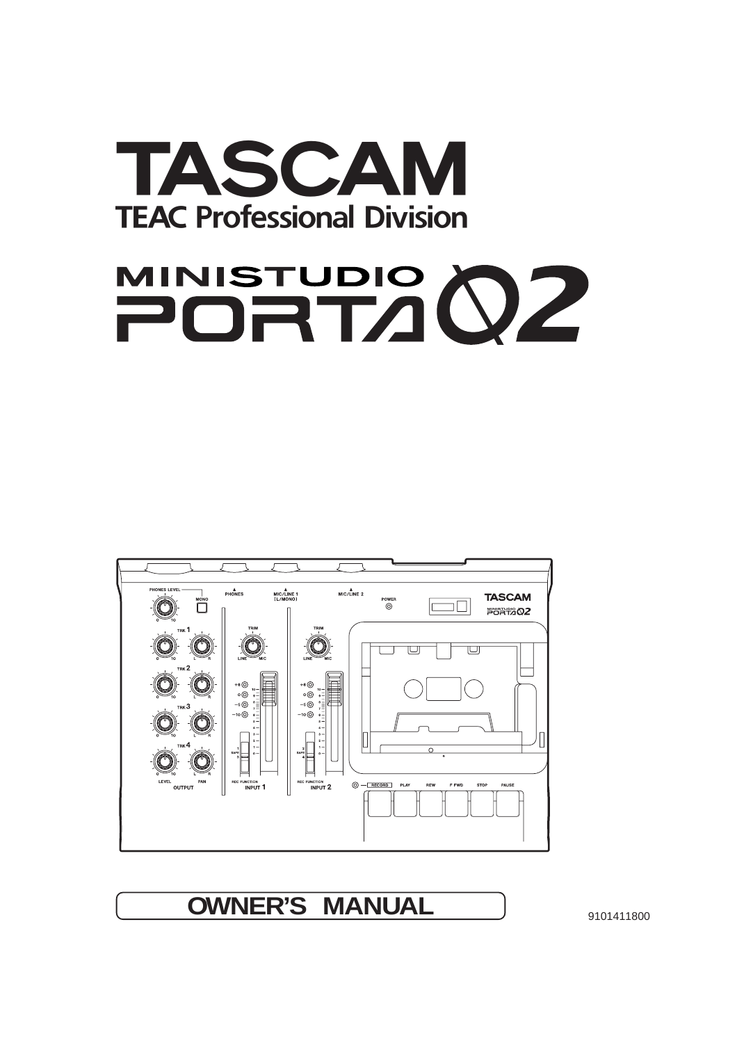# TASCAM

## TEAC Professional Division

# MINISTUDIO PORTA 02

## OWNER'S MANUAL

9101411800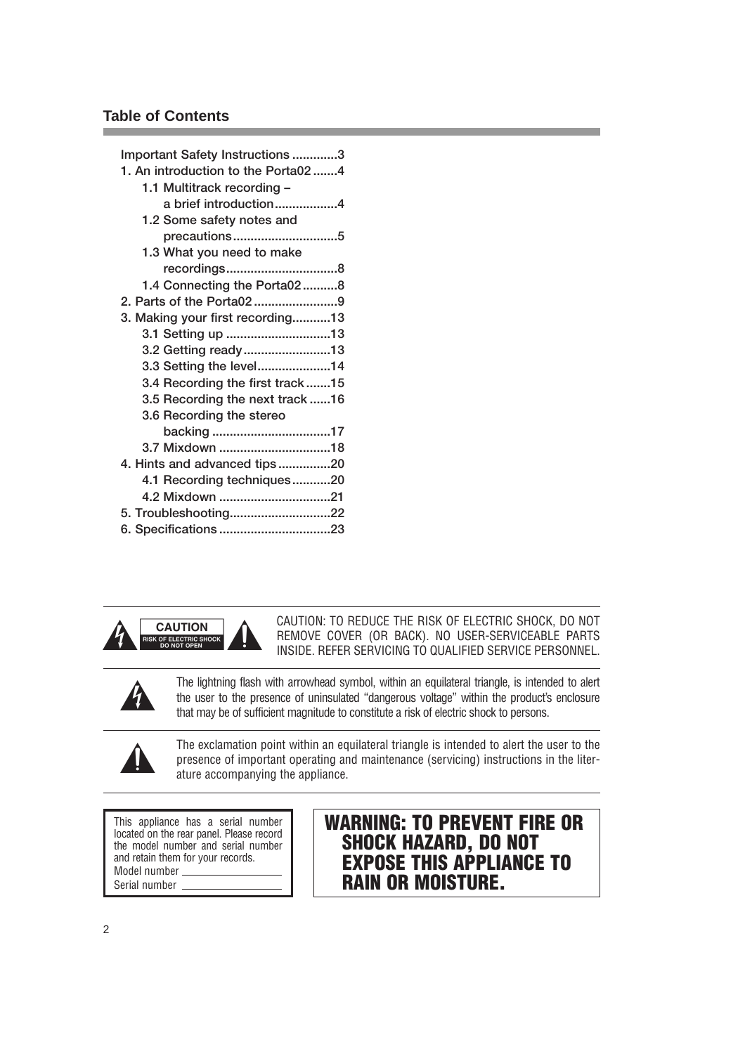## Table of Contents

- Important Safety Instructions .............3
- 1. An introduction to the Porta02 .......4
  - 1.1 Multitrack recording – a brief introduction..................4
  - 1.2 Some safety notes and precautions..............................5
  - 1.3 What you need to make recordings................................8
  - 1.4 Connecting the Porta02..........8
- 2. Parts of the Porta02........................9
- 3. Making your first recording...........13
  - 3.1 Setting up ..............................13
  - 3.2 Getting ready.........................13
  - 3.3 Setting the level.....................14
  - 3.4 Recording the first track.......15
  - 3.5 Recording the next track......16
  - 3.6 Recording the stereo backing ..................................17
  - 3.7 Mixdown ................................18
- 4. Hints and advanced tips...............20
  - 4.1 Recording techniques...........20
  - 4.2 Mixdown ................................21
- 5. Troubleshooting.............................22
- 6. Specifications................................23

**CAUTION**
RISK OF ELECTRIC SHOCK
DO NOT OPEN

CAUTION: TO REDUCE THE RISK OF ELECTRIC SHOCK, DO NOT REMOVE COVER (OR BACK). NO USER-SERVICEABLE PARTS INSIDE. REFER SERVICING TO QUALIFIED SERVICE PERSONNEL.

The lightning flash with arrowhead symbol, within an equilateral triangle, is intended to alert the user to the presence of uninsulated "dangerous voltage" within the product's enclosure that may be of sufficient magnitude to constitute a risk of electric shock to persons.

The exclamation point within an equilateral triangle is intended to alert the user to the presence of important operating and maintenance (servicing) instructions in the literature accompanying the appliance.

This appliance has a serial number located on the rear panel. Please record the model number and serial number and retain them for your records.
Model number \_\_\_\_\_\_\_\_\_\_\_\_\_\_\_\_
Serial number \_\_\_\_\_\_\_\_\_\_\_\_\_\_\_\_

**WARNING: TO PREVENT FIRE OR SHOCK HAZARD, DO NOT EXPOSE THIS APPLIANCE TO RAIN OR MOISTURE.**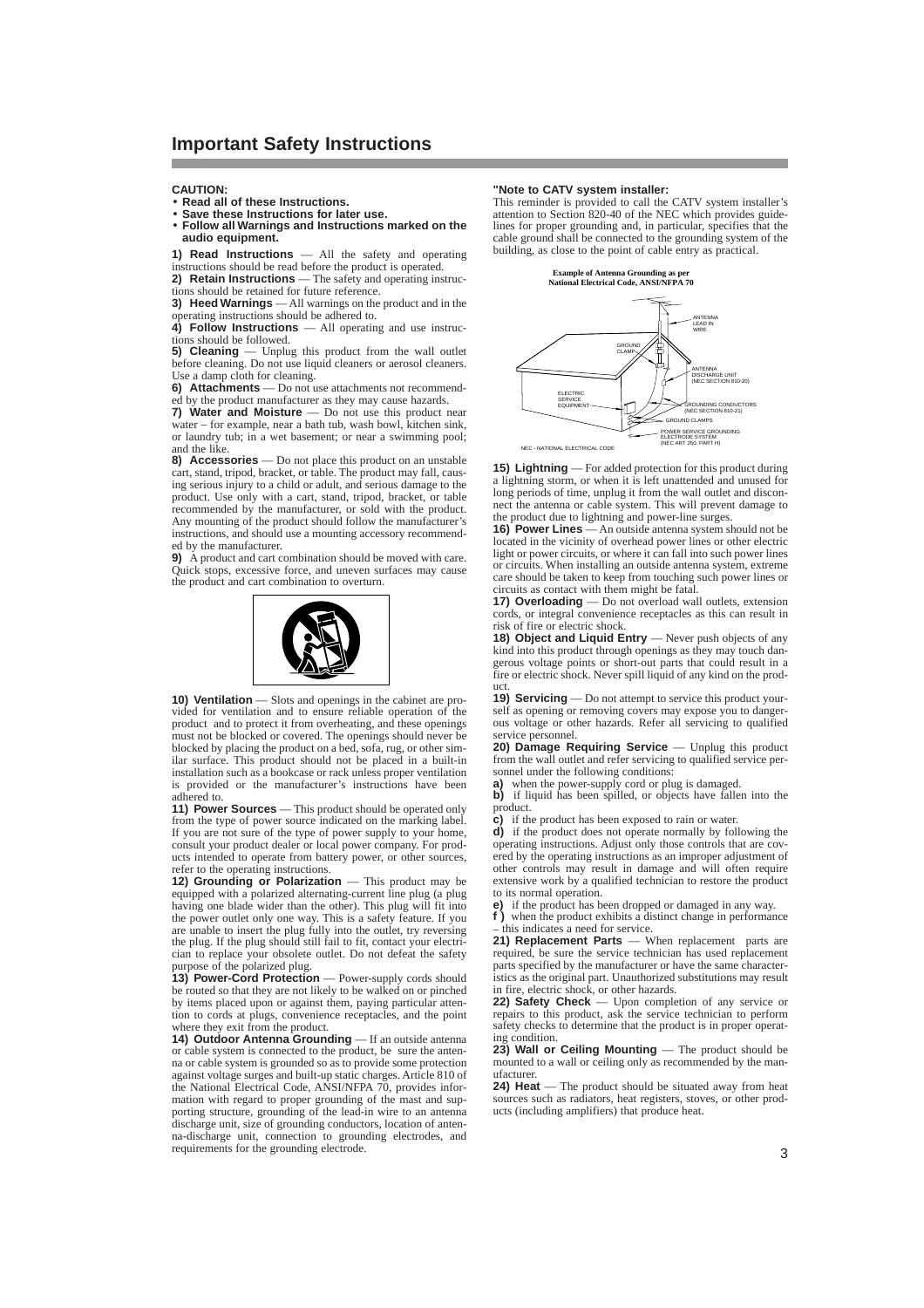# Important Safety Instructions

**CAUTION:**

- **Read all of these Instructions.**
- **Save these Instructions for later use.**
- **Follow all Warnings and Instructions marked on the audio equipment.**

**1) Read Instructions** — All the safety and operating instructions should be read before the product is operated.

**2) Retain Instructions** — The safety and operating instructions should be retained for future reference.

**3) Heed Warnings** — All warnings on the product and in the operating instructions should be adhered to.

**4) Follow Instructions** — All operating and use instructions should be followed.

**5) Cleaning** — Unplug this product from the wall outlet before cleaning. Do not use liquid cleaners or aerosol cleaners. Use a damp cloth for cleaning.

**6) Attachments** — Do not use attachments not recommended by the product manufacturer as they may cause hazards.

**7) Water and Moisture** — Do not use this product near water – for example, near a bath tub, wash bowl, kitchen sink, or laundry tub; in a wet basement; or near a swimming pool; and the like.

**8) Accessories** — Do not place this product on an unstable cart, stand, tripod, bracket, or table. The product may fall, causing serious injury to a child or adult, and serious damage to the product. Use only with a cart, stand, tripod, bracket, or table recommended by the manufacturer, or sold with the product. Any mounting of the product should follow the manufacturer's instructions, and should use a mounting accessory recommended by the manufacturer.

**9)** A product and cart combination should be moved with care. Quick stops, excessive force, and uneven surfaces may cause the product and cart combination to overturn.

**10) Ventilation** — Slots and openings in the cabinet are provided for ventilation and to ensure reliable operation of the product and to protect it from overheating, and these openings must not be blocked or covered. The openings should never be blocked by placing the product on a bed, sofa, rug, or other similar surface. This product should not be placed in a built-in installation such as a bookcase or rack unless proper ventilation is provided or the manufacturer's instructions have been adhered to.

**11) Power Sources** — This product should be operated only from the type of power source indicated on the marking label. If you are not sure of the type of power supply to your home, consult your product dealer or local power company. For products intended to operate from battery power, or other sources, refer to the operating instructions.

**12) Grounding or Polarization** — This product may be equipped with a polarized alternating-current line plug (a plug having one blade wider than the other). This plug will fit into the power outlet only one way. This is a safety feature. If you are unable to insert the plug fully into the outlet, try reversing the plug. If the plug should still fail to fit, contact your electrician to replace your obsolete outlet. Do not defeat the safety purpose of the polarized plug.

**13) Power-Cord Protection** — Power-supply cords should be routed so that they are not likely to be walked on or pinched by items placed upon or against them, paying particular attention to cords at plugs, convenience receptacles, and the point where they exit from the product.

**14) Outdoor Antenna Grounding** — If an outside antenna or cable system is connected to the product, be sure the antenna or cable system is grounded so as to provide some protection against voltage surges and built-up static charges. Article 810 of the National Electrical Code, ANSI/NFPA 70, provides information with regard to proper grounding of the mast and supporting structure, grounding of the lead-in wire to an antenna discharge unit, size of grounding conductors, location of antenna-discharge unit, connection to grounding electrodes, and requirements for the grounding electrode.

**"Note to CATV system installer:**

This reminder is provided to call the CATV system installer's attention to Section 820-40 of the NEC which provides guidelines for proper grounding and, in particular, specifies that the cable ground shall be connected to the grounding system of the building, as close to the point of cable entry as practical.

**Example of Antenna Grounding as per National Electrical Code, ANSI/NFPA 70**

ANTENNA LEAD IN WIRE
GROUND CLAMP
ANTENNA DISCHARGE UNIT (NEC SECTION 810-20)
ELECTRIC SERVICE EQUIPMENT
GROUNDING CONDUCTORS (NEC SECTION 810-21)
GROUND CLAMPS
POWER SERVICE GROUNDING ELECTRODE SYSTEM (NEC ART 250. PART H)
NEC - NATIONAL ELECTRICAL CODE

**15) Lightning** — For added protection for this product during a lightning storm, or when it is left unattended and unused for long periods of time, unplug it from the wall outlet and disconnect the antenna or cable system. This will prevent damage to the product due to lightning and power-line surges.

**16) Power Lines** — An outside antenna system should not be located in the vicinity of overhead power lines or other electric light or power circuits, or where it can fall into such power lines or circuits. When installing an outside antenna system, extreme care should be taken to keep from touching such power lines or circuits as contact with them might be fatal.

**17) Overloading** — Do not overload wall outlets, extension cords, or integral convenience receptacles as this can result in risk of fire or electric shock.

**18) Object and Liquid Entry** — Never push objects of any kind into this product through openings as they may touch dangerous voltage points or short-out parts that could result in a fire or electric shock. Never spill liquid of any kind on the product.

**19) Servicing** — Do not attempt to service this product yourself as opening or removing covers may expose you to dangerous voltage or other hazards. Refer all servicing to qualified service personnel.

**20) Damage Requiring Service** — Unplug this product from the wall outlet and refer servicing to qualified service personnel under the following conditions:

**a)** when the power-supply cord or plug is damaged.

**b)** if liquid has been spilled, or objects have fallen into the product.

**c)** if the product has been exposed to rain or water.

**d)** if the product does not operate normally by following the operating instructions. Adjust only those controls that are covered by the operating instructions as an improper adjustment of other controls may result in damage and will often require extensive work by a qualified technician to restore the product to its normal operation.

**e)** if the product has been dropped or damaged in any way.

**f )** when the product exhibits a distinct change in performance – this indicates a need for service.

**21) Replacement Parts** — When replacement parts are required, be sure the service technician has used replacement parts specified by the manufacturer or have the same characteristics as the original part. Unauthorized substitutions may result in fire, electric shock, or other hazards.

**22) Safety Check** — Upon completion of any service or repairs to this product, ask the service technician to perform safety checks to determine that the product is in proper operating condition.

**23) Wall or Ceiling Mounting** — The product should be mounted to a wall or ceiling only as recommended by the manufacturer.

**24) Heat** — The product should be situated away from heat sources such as radiators, heat registers, stoves, or other products (including amplifiers) that produce heat.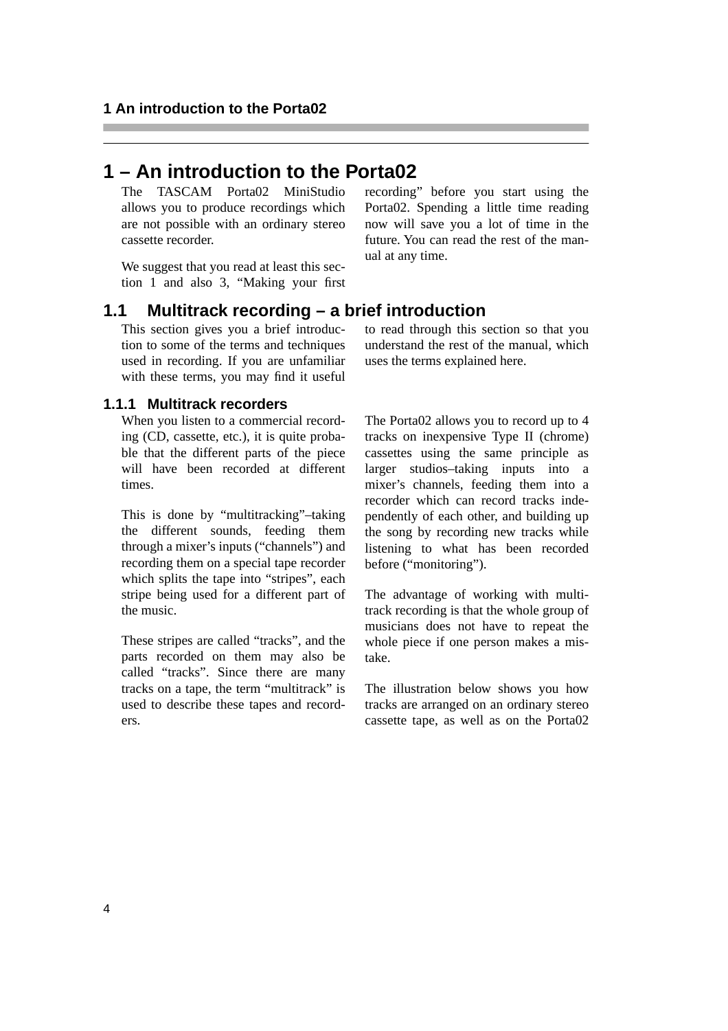# 1 – An introduction to the Porta02

The TASCAM Porta02 MiniStudio allows you to produce recordings which are not possible with an ordinary stereo cassette recorder.

We suggest that you read at least this section 1 and also 3, "Making your first recording" before you start using the Porta02. Spending a little time reading now will save you a lot of time in the future. You can read the rest of the manual at any time.

## 1.1 Multitrack recording – a brief introduction

This section gives you a brief introduction to some of the terms and techniques used in recording. If you are unfamiliar with these terms, you may find it useful to read through this section so that you understand the rest of the manual, which uses the terms explained here.

### 1.1.1 Multitrack recorders

When you listen to a commercial recording (CD, cassette, etc.), it is quite probable that the different parts of the piece will have been recorded at different times.

This is done by "multitracking"–taking the different sounds, feeding them through a mixer's inputs ("channels") and recording them on a special tape recorder which splits the tape into "stripes", each stripe being used for a different part of the music.

These stripes are called "tracks", and the parts recorded on them may also be called "tracks". Since there are many tracks on a tape, the term "multitrack" is used to describe these tapes and recorders.

The Porta02 allows you to record up to 4 tracks on inexpensive Type II (chrome) cassettes using the same principle as larger studios–taking inputs into a mixer's channels, feeding them into a recorder which can record tracks independently of each other, and building up the song by recording new tracks while listening to what has been recorded before ("monitoring").

The advantage of working with multitrack recording is that the whole group of musicians does not have to repeat the whole piece if one person makes a mistake.

The illustration below shows you how tracks are arranged on an ordinary stereo cassette tape, as well as on the Porta02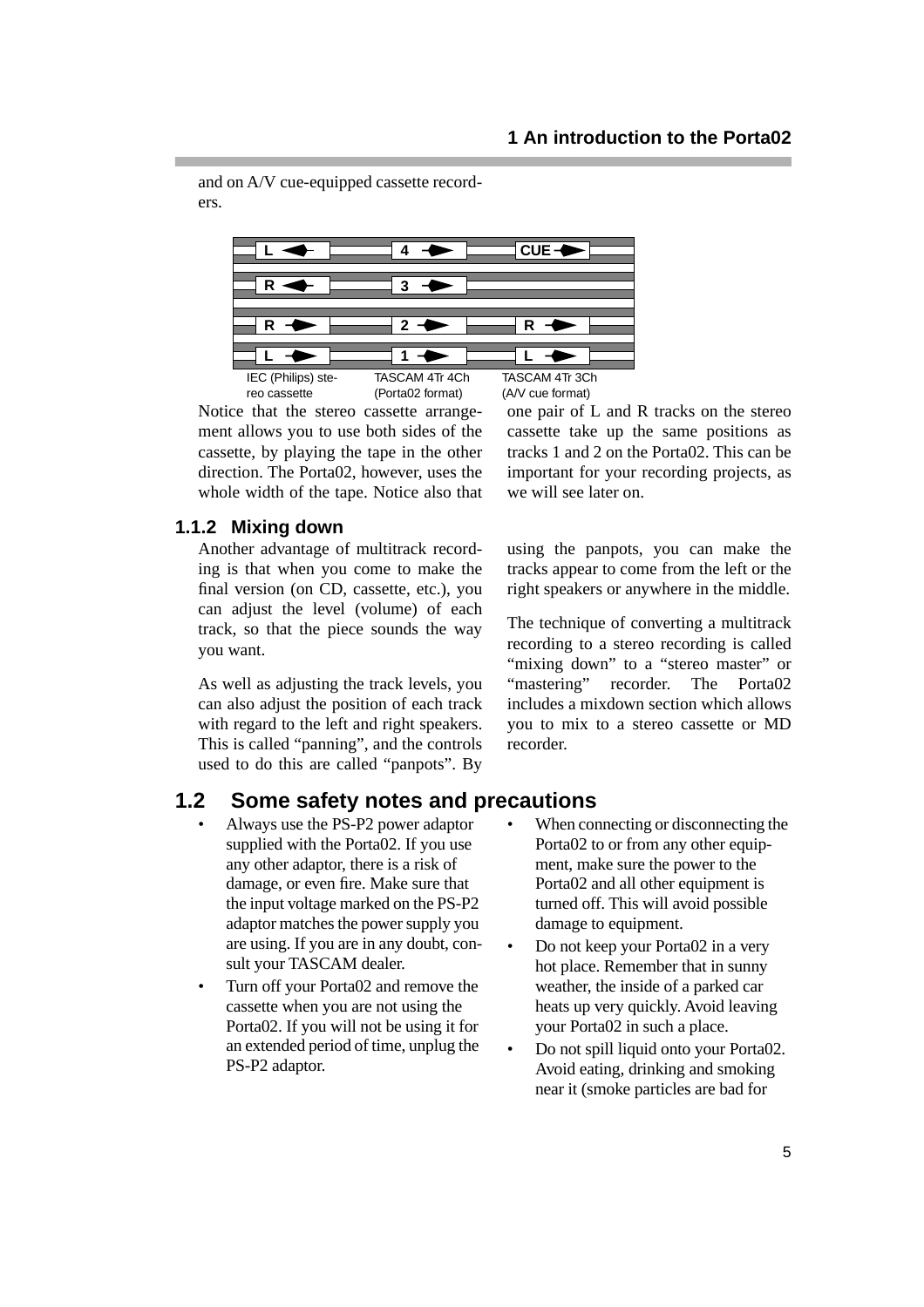and on A/V cue-equipped cassette recorders.

| IEC (Philips) stereo cassette | TASCAM 4Tr 4Ch (Porta02 format) | TASCAM 4Tr 3Ch (A/V cue format) |
|---|---|---|
| L ← | 4 → | CUE → |
| R ← | 3 → | |
| R → | 2 → | R → |
| L → | 1 → | L → |

Notice that the stereo cassette arrangement allows you to use both sides of the cassette, by playing the tape in the other direction. The Porta02, however, uses the whole width of the tape. Notice also that one pair of L and R tracks on the stereo cassette take up the same positions as tracks 1 and 2 on the Porta02. This can be important for your recording projects, as we will see later on.

### 1.1.2 Mixing down

Another advantage of multitrack recording is that when you come to make the final version (on CD, cassette, etc.), you can adjust the level (volume) of each track, so that the piece sounds the way you want.

As well as adjusting the track levels, you can also adjust the position of each track with regard to the left and right speakers. This is called "panning", and the controls used to do this are called "panpots". By using the panpots, you can make the tracks appear to come from the left or the right speakers or anywhere in the middle.

The technique of converting a multitrack recording to a stereo recording is called "mixing down" to a "stereo master" or "mastering" recorder. The Porta02 includes a mixdown section which allows you to mix to a stereo cassette or MD recorder.

## 1.2 Some safety notes and precautions

- Always use the PS-P2 power adaptor supplied with the Porta02. If you use any other adaptor, there is a risk of damage, or even fire. Make sure that the input voltage marked on the PS-P2 adaptor matches the power supply you are using. If you are in any doubt, consult your TASCAM dealer.
- Turn off your Porta02 and remove the cassette when you are not using the Porta02. If you will not be using it for an extended period of time, unplug the PS-P2 adaptor.
- When connecting or disconnecting the Porta02 to or from any other equipment, make sure the power to the Porta02 and all other equipment is turned off. This will avoid possible damage to equipment.
- Do not keep your Porta02 in a very hot place. Remember that in sunny weather, the inside of a parked car heats up very quickly. Avoid leaving your Porta02 in such a place.
- Do not spill liquid onto your Porta02. Avoid eating, drinking and smoking near it (smoke particles are bad for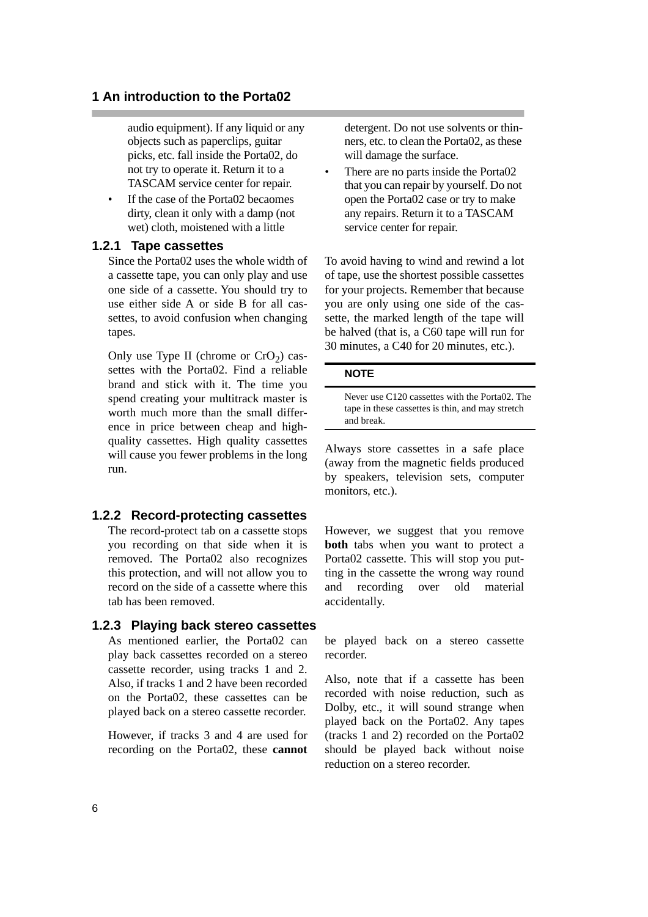audio equipment). If any liquid or any objects such as paperclips, guitar picks, etc. fall inside the Porta02, do not try to operate it. Return it to a TASCAM service center for repair.

- If the case of the Porta02 becaomes dirty, clean it only with a damp (not wet) cloth, moistened with a little detergent. Do not use solvents or thinners, etc. to clean the Porta02, as these will damage the surface.
- There are no parts inside the Porta02 that you can repair by yourself. Do not open the Porta02 case or try to make any repairs. Return it to a TASCAM service center for repair.

### 1.2.1 Tape cassettes

Since the Porta02 uses the whole width of a cassette tape, you can only play and use one side of a cassette. You should try to use either side A or side B for all cassettes, to avoid confusion when changing tapes.

Only use Type II (chrome or $CrO_2$) cassettes with the Porta02. Find a reliable brand and stick with it. The time you spend creating your multitrack master is worth much more than the small difference in price between cheap and high-quality cassettes. High quality cassettes will cause you fewer problems in the long run.

To avoid having to wind and rewind a lot of tape, use the shortest possible cassettes for your projects. Remember that because you are only using one side of the cassette, the marked length of the tape will be halved (that is, a C60 tape will run for 30 minutes, a C40 for 20 minutes, etc.).

**NOTE**

Never use C120 cassettes with the Porta02. The tape in these cassettes is thin, and may stretch and break.

Always store cassettes in a safe place (away from the magnetic fields produced by speakers, television sets, computer monitors, etc.).

### 1.2.2 Record-protecting cassettes

The record-protect tab on a cassette stops you recording on that side when it is removed. The Porta02 also recognizes this protection, and will not allow you to record on the side of a cassette where this tab has been removed.

However, we suggest that you remove **both** tabs when you want to protect a Porta02 cassette. This will stop you putting in the cassette the wrong way round and recording over old material accidentally.

### 1.2.3 Playing back stereo cassettes

As mentioned earlier, the Porta02 can play back cassettes recorded on a stereo cassette recorder, using tracks 1 and 2. Also, if tracks 1 and 2 have been recorded on the Porta02, these cassettes can be played back on a stereo cassette recorder.

However, if tracks 3 and 4 are used for recording on the Porta02, these **cannot** be played back on a stereo cassette recorder.

Also, note that if a cassette has been recorded with noise reduction, such as Dolby, etc., it will sound strange when played back on the Porta02. Any tapes (tracks 1 and 2) recorded on the Porta02 should be played back without noise reduction on a stereo recorder.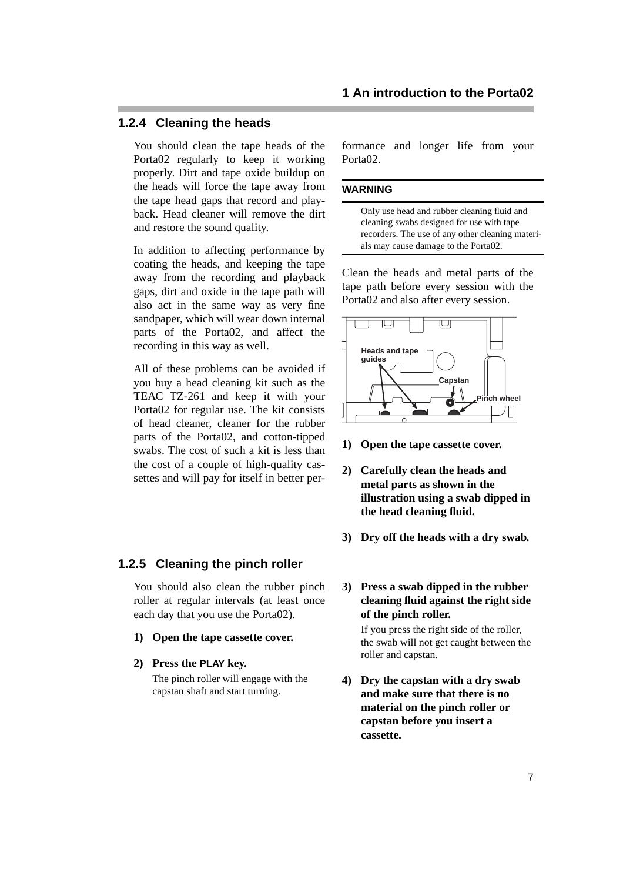### 1.2.4 Cleaning the heads

You should clean the tape heads of the Porta02 regularly to keep it working properly. Dirt and tape oxide buildup on the heads will force the tape away from the tape head gaps that record and playback. Head cleaner will remove the dirt and restore the sound quality.

In addition to affecting performance by coating the heads, and keeping the tape away from the recording and playback gaps, dirt and oxide in the tape path will also act in the same way as very fine sandpaper, which will wear down internal parts of the Porta02, and affect the recording in this way as well.

All of these problems can be avoided if you buy a head cleaning kit such as the TEAC TZ-261 and keep it with your Porta02 for regular use. The kit consists of head cleaner, cleaner for the rubber parts of the Porta02, and cotton-tipped swabs. The cost of such a kit is less than the cost of a couple of high-quality cassettes and will pay for itself in better performance and longer life from your Porta02.

**WARNING**

Only use head and rubber cleaning fluid and cleaning swabs designed for use with tape recorders. The use of any other cleaning materials may cause damage to the Porta02.

Clean the heads and metal parts of the tape path before every session with the Porta02 and also after every session.

Heads and tape guides

Capstan

Pinch wheel

1) **Open the tape cassette cover.**
2) **Carefully clean the heads and metal parts as shown in the illustration using a swab dipped in the head cleaning fluid.**
3) **Dry off the heads with a dry swab.**

### 1.2.5 Cleaning the pinch roller

You should also clean the rubber pinch roller at regular intervals (at least once each day that you use the Porta02).

1) **Open the tape cassette cover.**
2) **Press the PLAY key.**

   The pinch roller will engage with the capstan shaft and start turning.

3) **Press a swab dipped in the rubber cleaning fluid against the right side of the pinch roller.**

   If you press the right side of the roller, the swab will not get caught between the roller and capstan.

4) **Dry the capstan with a dry swab and make sure that there is no material on the pinch roller or capstan before you insert a cassette.**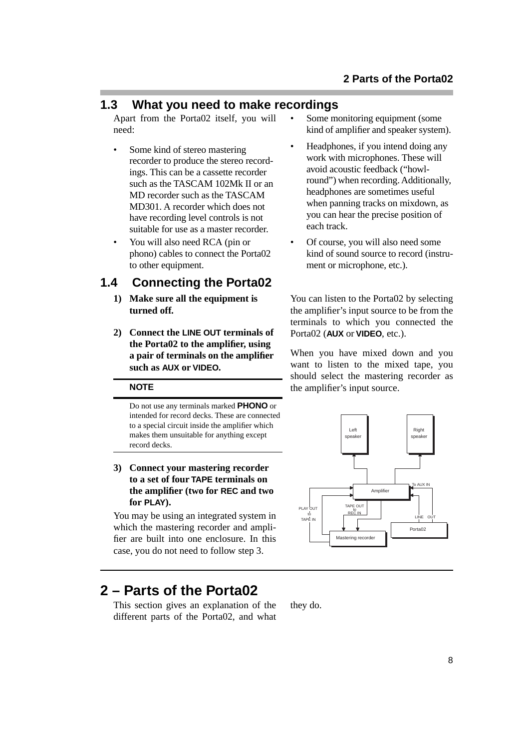## 1.3 What you need to make recordings

Apart from the Porta02 itself, you will need:

- Some kind of stereo mastering recorder to produce the stereo recordings. This can be a cassette recorder such as the TASCAM 102Mk II or an MD recorder such as the TASCAM MD301. A recorder which does not have recording level controls is not suitable for use as a master recorder.
- You will also need RCA (pin or phono) cables to connect the Porta02 to other equipment.
- Some monitoring equipment (some kind of amplifier and speaker system).
- Headphones, if you intend doing any work with microphones. These will avoid acoustic feedback (“howl-round”) when recording. Additionally, headphones are sometimes useful when panning tracks on mixdown, as you can hear the precise position of each track.
- Of course, you will also need some kind of sound source to record (instrument or microphone, etc.).

## 1.4 Connecting the Porta02

**1) Make sure all the equipment is turned off.**

**2) Connect the LINE OUT terminals of the Porta02 to the amplifier, using a pair of terminals on the amplifier such as AUX or VIDEO.**

**NOTE**

Do not use any terminals marked **PHONO** or intended for record decks. These are connected to a special circuit inside the amplifier which makes them unsuitable for anything except record decks.

**3) Connect your mastering recorder to a set of four TAPE terminals on the amplifier (two for REC and two for PLAY).**

You may be using an integrated system in which the mastering recorder and amplifier are built into one enclosure. In this case, you do not need to follow step 3.

You can listen to the Porta02 by selecting the amplifier’s input source to be from the terminals to which you connected the Porta02 (**AUX** or **VIDEO**, etc.).

When you have mixed down and you want to listen to the mixed tape, you should select the mastering recorder as the amplifier’s input source.

# 2 – Parts of the Porta02

This section gives an explanation of the different parts of the Porta02, and what they do.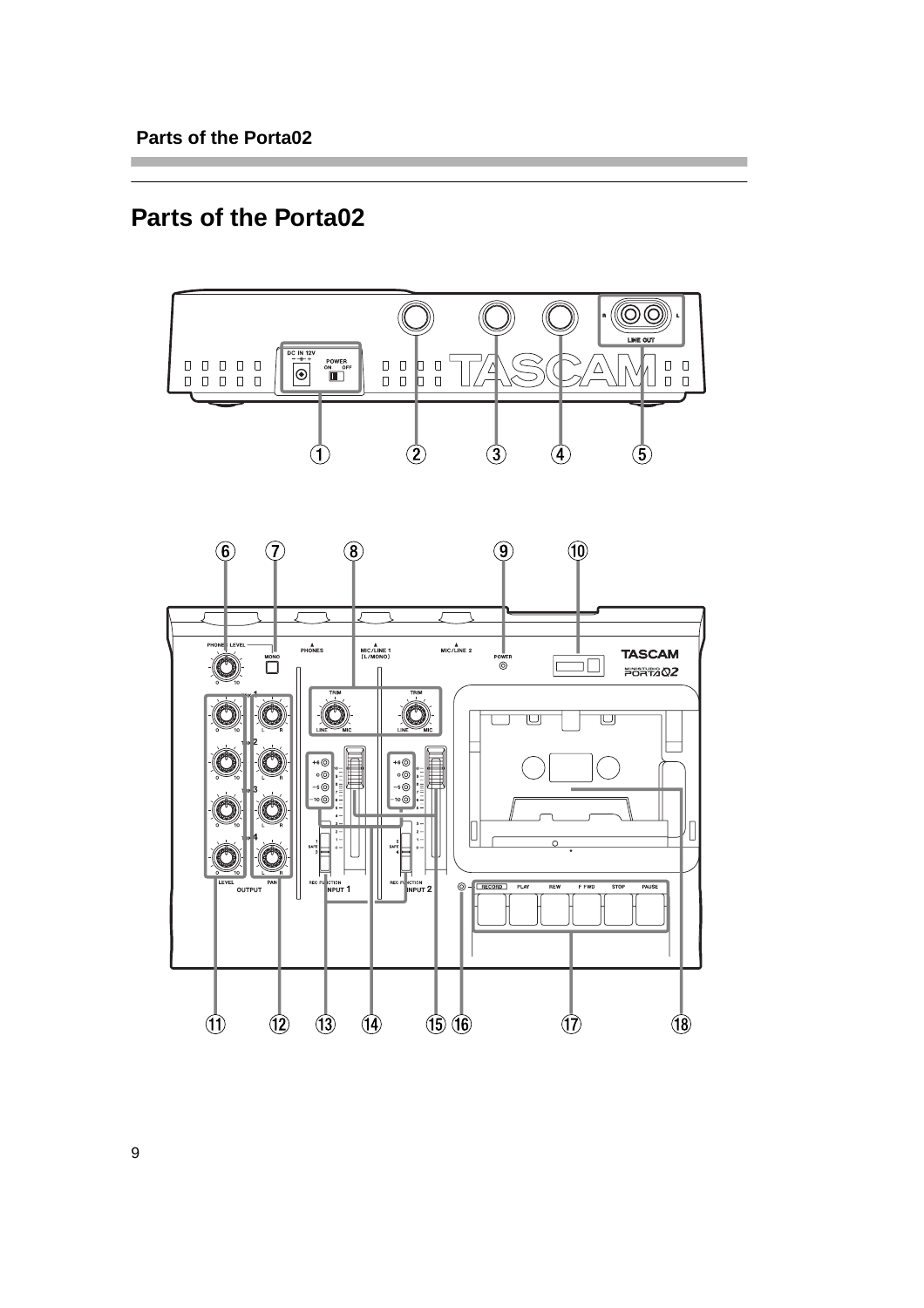# Parts of the Porta02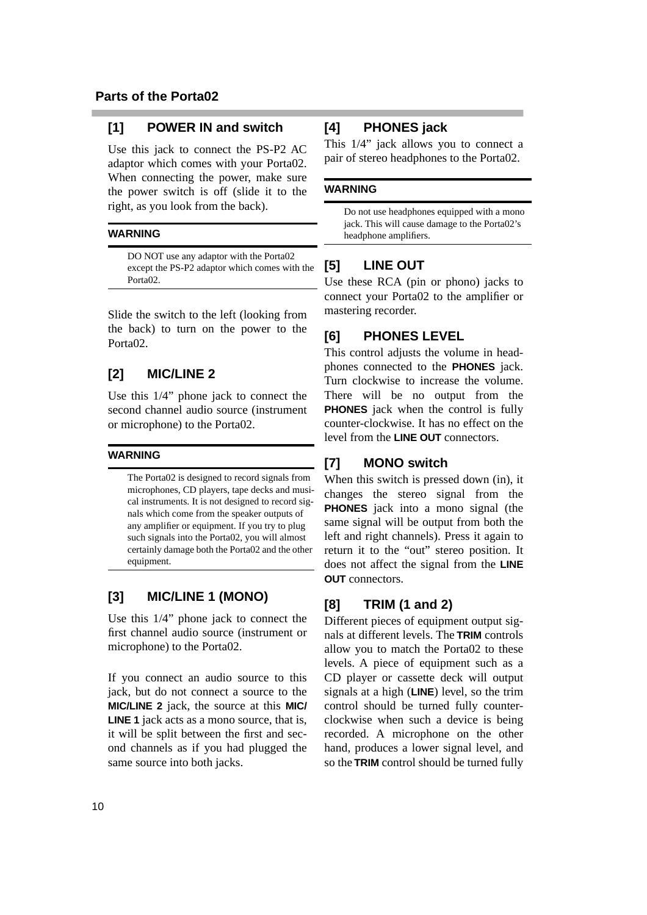## Parts of the Porta02

### [1] POWER IN and switch

Use this jack to connect the PS-P2 AC adaptor which comes with your Porta02. When connecting the power, make sure the power switch is off (slide it to the right, as you look from the back).

**WARNING**

DO NOT use any adaptor with the Porta02 except the PS-P2 adaptor which comes with the Porta02.

Slide the switch to the left (looking from the back) to turn on the power to the Porta02.

### [2] MIC/LINE 2

Use this 1/4" phone jack to connect the second channel audio source (instrument or microphone) to the Porta02.

**WARNING**

The Porta02 is designed to record signals from microphones, CD players, tape decks and musical instruments. It is not designed to record signals which come from the speaker outputs of any amplifier or equipment. If you try to plug such signals into the Porta02, you will almost certainly damage both the Porta02 and the other equipment.

### [3] MIC/LINE 1 (MONO)

Use this 1/4" phone jack to connect the first channel audio source (instrument or microphone) to the Porta02.

If you connect an audio source to this jack, but do not connect a source to the **MIC/LINE 2** jack, the source at this **MIC/LINE 1** jack acts as a mono source, that is, it will be split between the first and second channels as if you had plugged the same source into both jacks.

### [4] PHONES jack

This 1/4" jack allows you to connect a pair of stereo headphones to the Porta02.

**WARNING**

Do not use headphones equipped with a mono jack. This will cause damage to the Porta02's headphone amplifiers.

### [5] LINE OUT

Use these RCA (pin or phono) jacks to connect your Porta02 to the amplifier or mastering recorder.

### [6] PHONES LEVEL

This control adjusts the volume in headphones connected to the **PHONES** jack. Turn clockwise to increase the volume. There will be no output from the **PHONES** jack when the control is fully counter-clockwise. It has no effect on the level from the **LINE OUT** connectors.

### [7] MONO switch

When this switch is pressed down (in), it changes the stereo signal from the **PHONES** jack into a mono signal (the same signal will be output from both the left and right channels). Press it again to return it to the "out" stereo position. It does not affect the signal from the **LINE OUT** connectors.

### [8] TRIM (1 and 2)

Different pieces of equipment output signals at different levels. The **TRIM** controls allow you to match the Porta02 to these levels. A piece of equipment such as a CD player or cassette deck will output signals at a high (**LINE**) level, so the trim control should be turned fully counter-clockwise when such a device is being recorded. A microphone on the other hand, produces a lower signal level, and so the **TRIM** control should be turned fully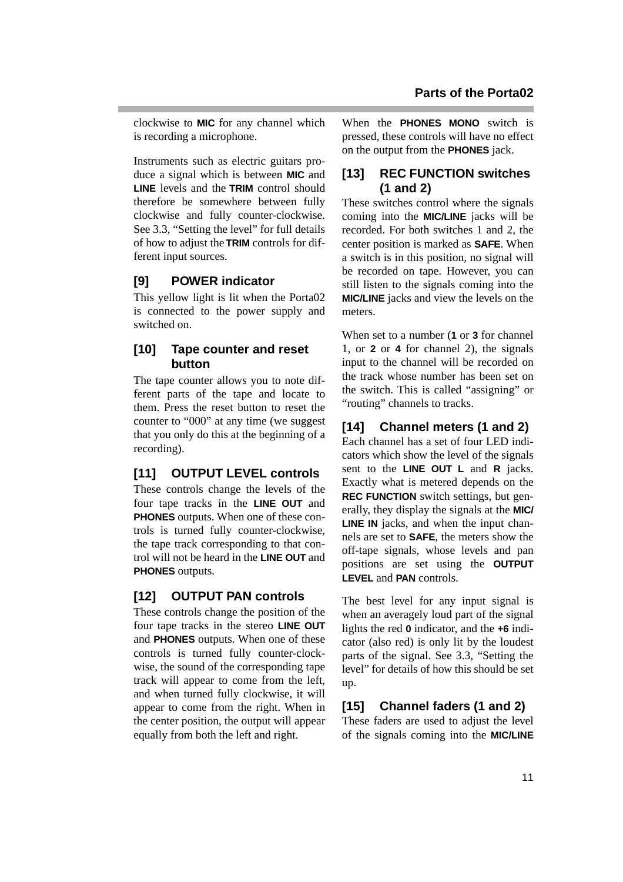clockwise to **MIC** for any channel which is recording a microphone.

Instruments such as electric guitars produce a signal which is between **MIC** and **LINE** levels and the **TRIM** control should therefore be somewhere between fully clockwise and fully counter-clockwise. See 3.3, "Setting the level" for full details of how to adjust the **TRIM** controls for different input sources.

### [9] POWER indicator

This yellow light is lit when the Porta02 is connected to the power supply and switched on.

### [10] Tape counter and reset button

The tape counter allows you to note different parts of the tape and locate to them. Press the reset button to reset the counter to "000" at any time (we suggest that you only do this at the beginning of a recording).

### [11] OUTPUT LEVEL controls

These controls change the levels of the four tape tracks in the **LINE OUT** and **PHONES** outputs. When one of these controls is turned fully counter-clockwise, the tape track corresponding to that control will not be heard in the **LINE OUT** and **PHONES** outputs.

### [12] OUTPUT PAN controls

These controls change the position of the four tape tracks in the stereo **LINE OUT** and **PHONES** outputs. When one of these controls is turned fully counter-clockwise, the sound of the corresponding tape track will appear to come from the left, and when turned fully clockwise, it will appear to come from the right. When in the center position, the output will appear equally from both the left and right.

When the **PHONES MONO** switch is pressed, these controls will have no effect on the output from the **PHONES** jack.

### [13] REC FUNCTION switches (1 and 2)

These switches control where the signals coming into the **MIC/LINE** jacks will be recorded. For both switches 1 and 2, the center position is marked as **SAFE**. When a switch is in this position, no signal will be recorded on tape. However, you can still listen to the signals coming into the **MIC/LINE** jacks and view the levels on the meters.

When set to a number (**1** or **3** for channel 1, or **2** or **4** for channel 2), the signals input to the channel will be recorded on the track whose number has been set on the switch. This is called "assigning" or "routing" channels to tracks.

### [14] Channel meters (1 and 2)

Each channel has a set of four LED indicators which show the level of the signals sent to the **LINE OUT L** and **R** jacks. Exactly what is metered depends on the **REC FUNCTION** switch settings, but generally, they display the signals at the **MIC/LINE IN** jacks, and when the input channels are set to **SAFE**, the meters show the off-tape signals, whose levels and pan positions are set using the **OUTPUT LEVEL** and **PAN** controls.

The best level for any input signal is when an averagely loud part of the signal lights the red **0** indicator, and the **+6** indicator (also red) is only lit by the loudest parts of the signal. See 3.3, "Setting the level" for details of how this should be set up.

### [15] Channel faders (1 and 2)

These faders are used to adjust the level of the signals coming into the **MIC/LINE**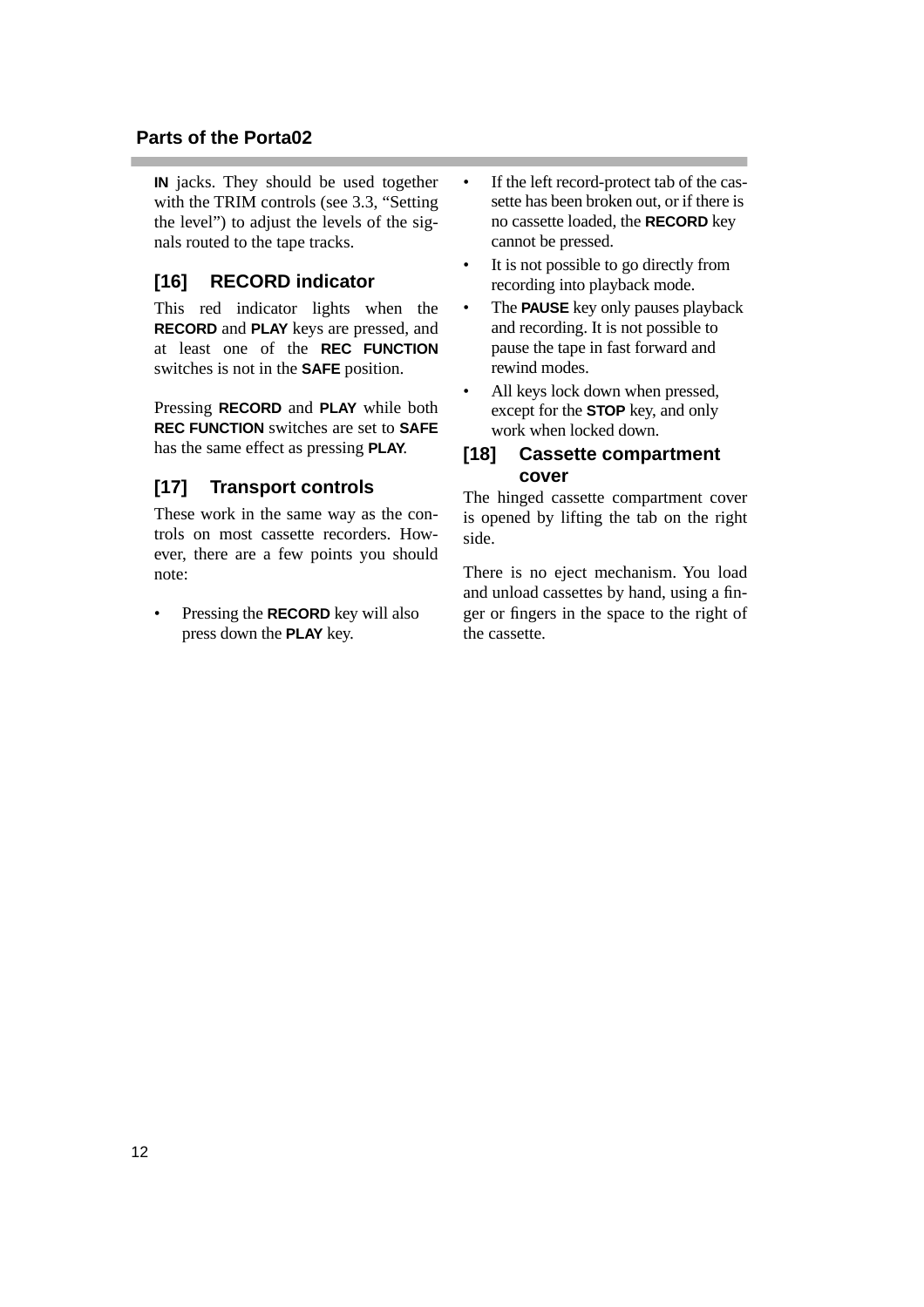**IN** jacks. They should be used together with the TRIM controls (see 3.3, “Setting the level”) to adjust the levels of the signals routed to the tape tracks.

### [16] RECORD indicator

This red indicator lights when the **RECORD** and **PLAY** keys are pressed, and at least one of the **REC FUNCTION** switches is not in the **SAFE** position.

Pressing **RECORD** and **PLAY** while both **REC FUNCTION** switches are set to **SAFE** has the same effect as pressing **PLAY**.

### [17] Transport controls

These work in the same way as the controls on most cassette recorders. However, there are a few points you should note:

- Pressing the **RECORD** key will also press down the **PLAY** key.
- If the left record-protect tab of the cassette has been broken out, or if there is no cassette loaded, the **RECORD** key cannot be pressed.
- It is not possible to go directly from recording into playback mode.
- The **PAUSE** key only pauses playback and recording. It is not possible to pause the tape in fast forward and rewind modes.
- All keys lock down when pressed, except for the **STOP** key, and only work when locked down.

### [18] Cassette compartment cover

The hinged cassette compartment cover is opened by lifting the tab on the right side.

There is no eject mechanism. You load and unload cassettes by hand, using a finger or fingers in the space to the right of the cassette.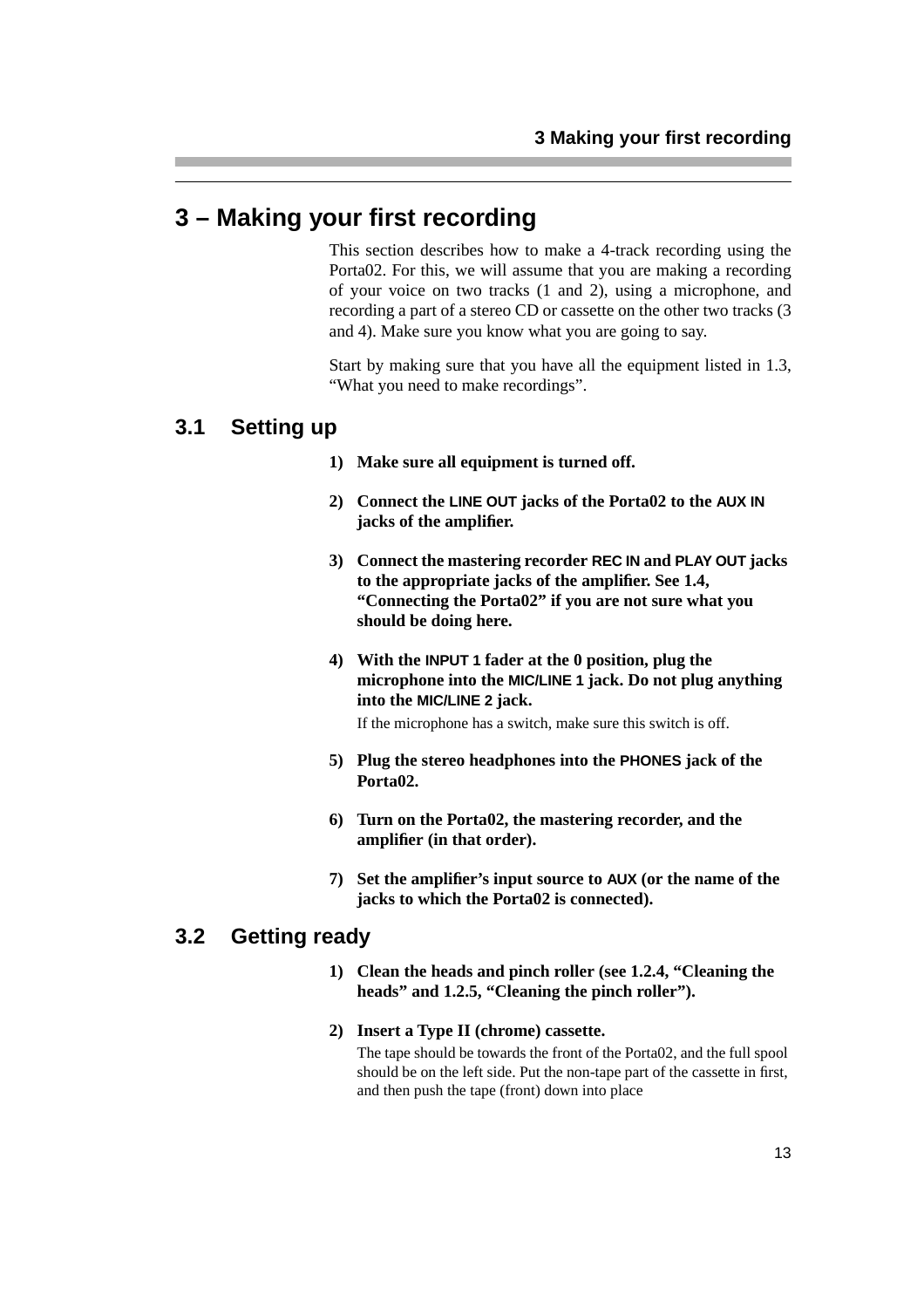# 3 – Making your first recording

This section describes how to make a 4-track recording using the Porta02. For this, we will assume that you are making a recording of your voice on two tracks (1 and 2), using a microphone, and recording a part of a stereo CD or cassette on the other two tracks (3 and 4). Make sure you know what you are going to say.

Start by making sure that you have all the equipment listed in 1.3, "What you need to make recordings".

## 3.1 Setting up

1) **Make sure all equipment is turned off.**

2) **Connect the LINE OUT jacks of the Porta02 to the AUX IN jacks of the amplifier.**

3) **Connect the mastering recorder REC IN and PLAY OUT jacks to the appropriate jacks of the amplifier. See 1.4, "Connecting the Porta02" if you are not sure what you should be doing here.**

4) **With the INPUT 1 fader at the 0 position, plug the microphone into the MIC/LINE 1 jack. Do not plug anything into the MIC/LINE 2 jack.**

   If the microphone has a switch, make sure this switch is off.

5) **Plug the stereo headphones into the PHONES jack of the Porta02.**

6) **Turn on the Porta02, the mastering recorder, and the amplifier (in that order).**

7) **Set the amplifier's input source to AUX (or the name of the jacks to which the Porta02 is connected).**

## 3.2 Getting ready

1) **Clean the heads and pinch roller (see 1.2.4, "Cleaning the heads" and 1.2.5, "Cleaning the pinch roller").**

2) **Insert a Type II (chrome) cassette.**

   The tape should be towards the front of the Porta02, and the full spool should be on the left side. Put the non-tape part of the cassette in first, and then push the tape (front) down into place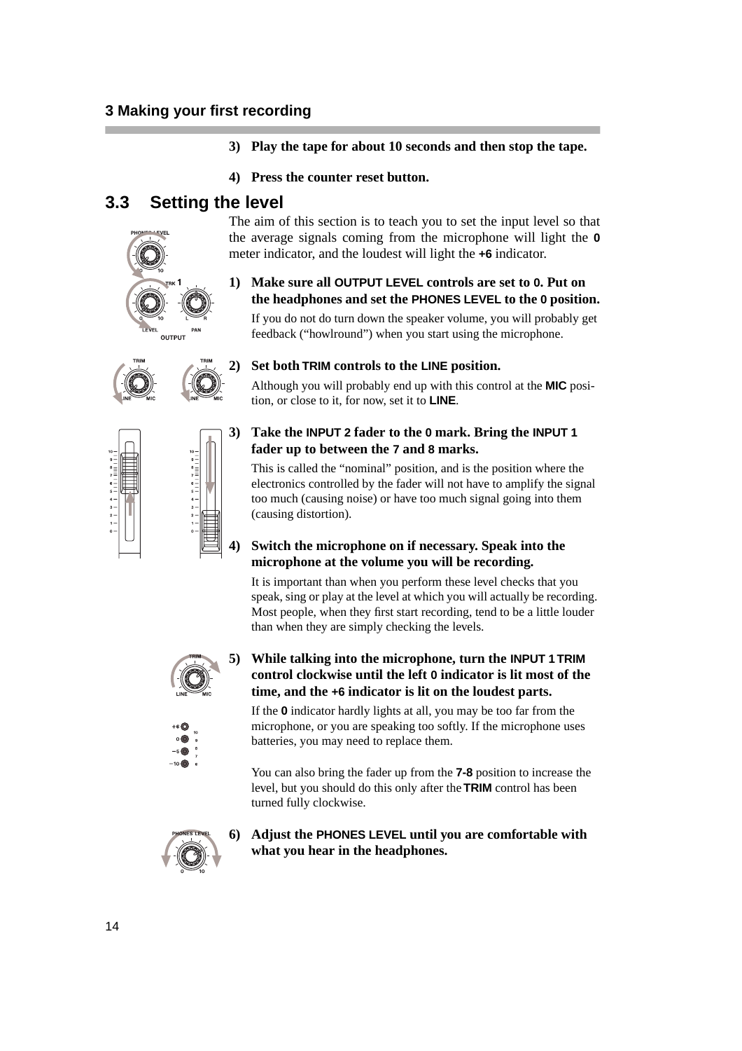**3) Play the tape for about 10 seconds and then stop the tape.**

**4) Press the counter reset button.**

## 3.3 Setting the level

The aim of this section is to teach you to set the input level so that the average signals coming from the microphone will light the **0** meter indicator, and the loudest will light the **+6** indicator.

**1) Make sure all OUTPUT LEVEL controls are set to 0. Put on the headphones and set the PHONES LEVEL to the 0 position.**

If you do not do turn down the speaker volume, you will probably get feedback ("howlround") when you start using the microphone.

**2) Set both TRIM controls to the LINE position.**

Although you will probably end up with this control at the **MIC** position, or close to it, for now, set it to **LINE**.

**3) Take the INPUT 2 fader to the 0 mark. Bring the INPUT 1 fader up to between the 7 and 8 marks.**

This is called the "nominal" position, and is the position where the electronics controlled by the fader will not have to amplify the signal too much (causing noise) or have too much signal going into them (causing distortion).

**4) Switch the microphone on if necessary. Speak into the microphone at the volume you will be recording.**

It is important than when you perform these level checks that you speak, sing or play at the level at which you will actually be recording. Most people, when they first start recording, tend to be a little louder than when they are simply checking the levels.

**5) While talking into the microphone, turn the INPUT 1 TRIM control clockwise until the left 0 indicator is lit most of the time, and the +6 indicator is lit on the loudest parts.**

If the **0** indicator hardly lights at all, you may be too far from the microphone, or you are speaking too softly. If the microphone uses batteries, you may need to replace them.

You can also bring the fader up from the **7-8** position to increase the level, but you should do this only after the **TRIM** control has been turned fully clockwise.

**6) Adjust the PHONES LEVEL until you are comfortable with what you hear in the headphones.**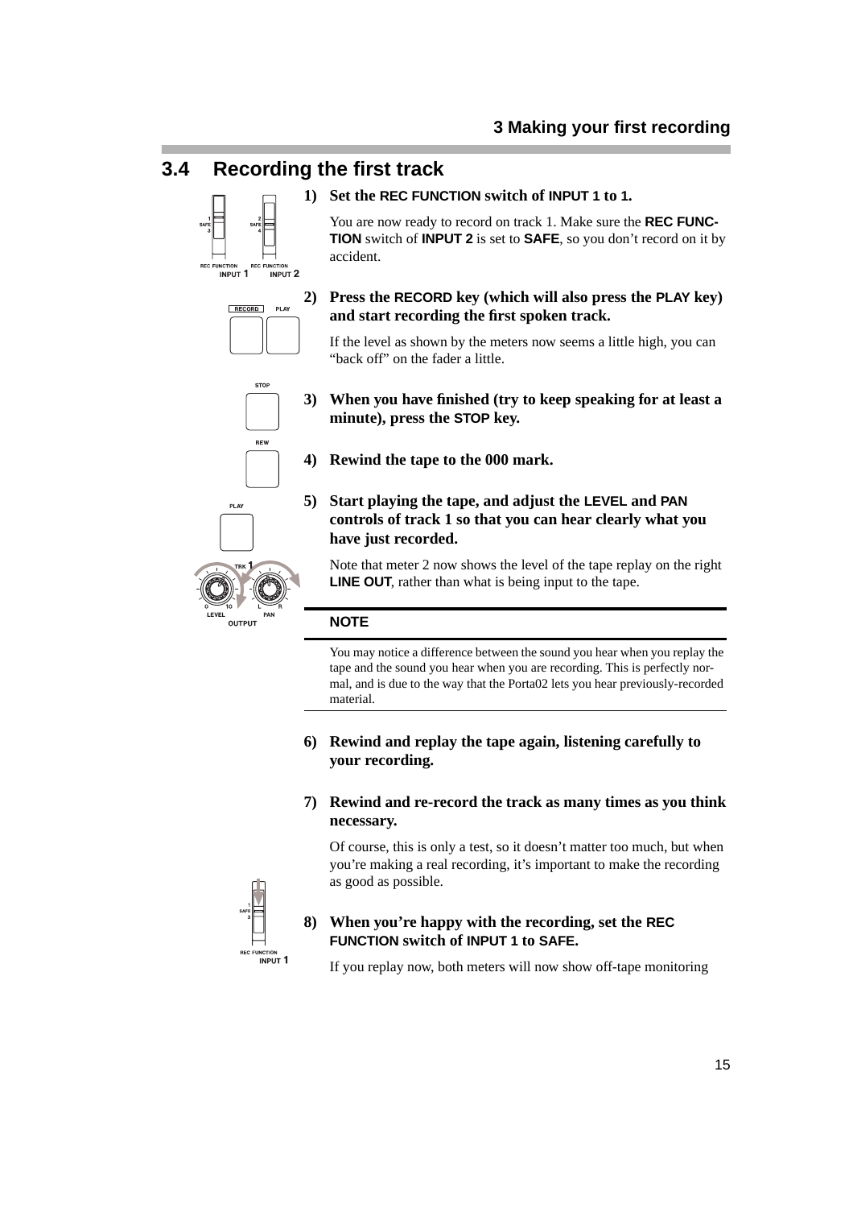## 3.4 Recording the first track

1) **Set the REC FUNCTION switch of INPUT 1 to 1.**

   You are now ready to record on track 1. Make sure the **REC FUNCTION** switch of **INPUT 2** is set to **SAFE**, so you don't record on it by accident.

2) **Press the RECORD key (which will also press the PLAY key) and start recording the first spoken track.**

   If the level as shown by the meters now seems a little high, you can "back off" on the fader a little.

3) **When you have finished (try to keep speaking for at least a minute), press the STOP key.**

4) **Rewind the tape to the 000 mark.**

5) **Start playing the tape, and adjust the LEVEL and PAN controls of track 1 so that you can hear clearly what you have just recorded.**

   Note that meter 2 now shows the level of the tape replay on the right **LINE OUT**, rather than what is being input to the tape.

**NOTE**

You may notice a difference between the sound you hear when you replay the tape and the sound you hear when you are recording. This is perfectly normal, and is due to the way that the Porta02 lets you hear previously-recorded material.

6) **Rewind and replay the tape again, listening carefully to your recording.**

7) **Rewind and re-record the track as many times as you think necessary.**

   Of course, this is only a test, so it doesn't matter too much, but when you're making a real recording, it's important to make the recording as good as possible.

8) **When you're happy with the recording, set the REC FUNCTION switch of INPUT 1 to SAFE.**

   If you replay now, both meters will now show off-tape monitoring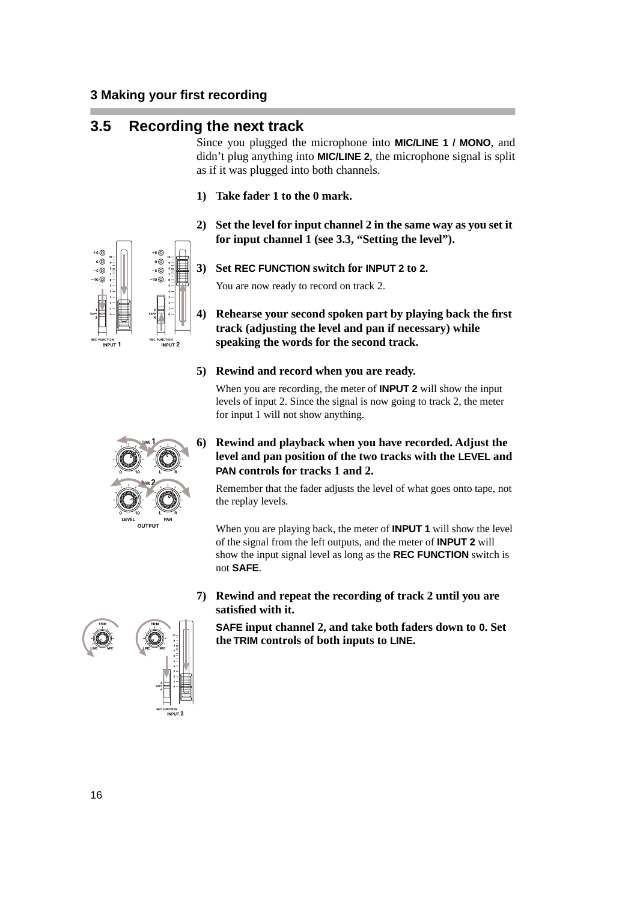## 3.5 Recording the next track

Since you plugged the microphone into **MIC/LINE 1 / MONO**, and didn't plug anything into **MIC/LINE 2**, the microphone signal is split as if it was plugged into both channels.

1) **Take fader 1 to the 0 mark.**

2) **Set the level for input channel 2 in the same way as you set it for input channel 1 (see 3.3, "Setting the level").**

3) **Set REC FUNCTION switch for INPUT 2 to 2.**

   You are now ready to record on track 2.

4) **Rehearse your second spoken part by playing back the first track (adjusting the level and pan if necessary) while speaking the words for the second track.**

5) **Rewind and record when you are ready.**

   When you are recording, the meter of **INPUT 2** will show the input levels of input 2. Since the signal is now going to track 2, the meter for input 1 will not show anything.

6) **Rewind and playback when you have recorded. Adjust the level and pan position of the two tracks with the LEVEL and PAN controls for tracks 1 and 2.**

   Remember that the fader adjusts the level of what goes onto tape, not the replay levels.

   When you are playing back, the meter of **INPUT 1** will show the level of the signal from the left outputs, and the meter of **INPUT 2** will show the input signal level as long as the **REC FUNCTION** switch is not **SAFE**.

7) **Rewind and repeat the recording of track 2 until you are satisfied with it.**

   **SAFE input channel 2, and take both faders down to 0. Set the TRIM controls of both inputs to LINE.**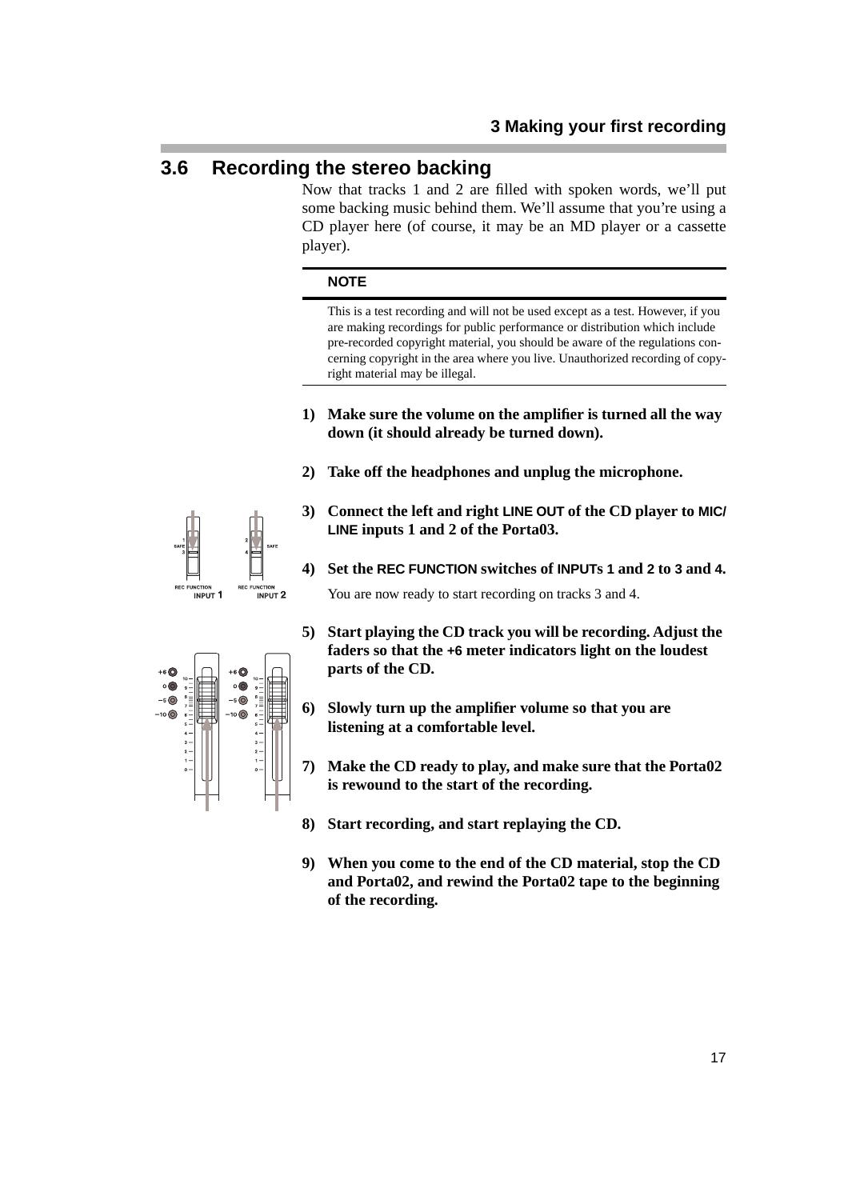## 3.6 Recording the stereo backing

Now that tracks 1 and 2 are filled with spoken words, we'll put some backing music behind them. We'll assume that you're using a CD player here (of course, it may be an MD player or a cassette player).

**NOTE**

This is a test recording and will not be used except as a test. However, if you are making recordings for public performance or distribution which include pre-recorded copyright material, you should be aware of the regulations concerning copyright in the area where you live. Unauthorized recording of copyright material may be illegal.

1) **Make sure the volume on the amplifier is turned all the way down (it should already be turned down).**

2) **Take off the headphones and unplug the microphone.**

3) **Connect the left and right LINE OUT of the CD player to MIC/LINE inputs 1 and 2 of the Porta03.**

4) **Set the REC FUNCTION switches of INPUTs 1 and 2 to 3 and 4.**

   You are now ready to start recording on tracks 3 and 4.

5) **Start playing the CD track you will be recording. Adjust the faders so that the +6 meter indicators light on the loudest parts of the CD.**

6) **Slowly turn up the amplifier volume so that you are listening at a comfortable level.**

7) **Make the CD ready to play, and make sure that the Porta02 is rewound to the start of the recording.**

8) **Start recording, and start replaying the CD.**

9) **When you come to the end of the CD material, stop the CD and Porta02, and rewind the Porta02 tape to the beginning of the recording.**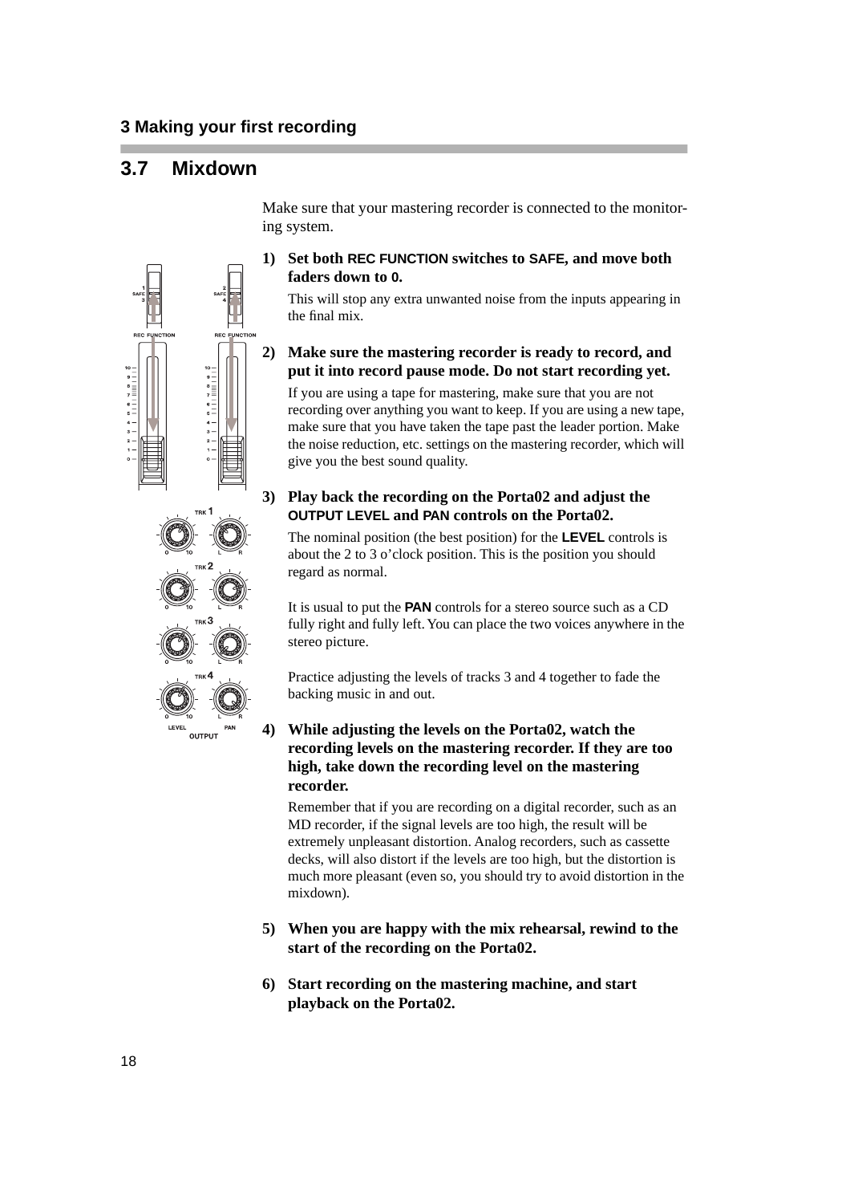## 3.7 Mixdown

Make sure that your mastering recorder is connected to the monitoring system.

1) **Set both REC FUNCTION switches to SAFE, and move both faders down to 0.**

   This will stop any extra unwanted noise from the inputs appearing in the final mix.

2) **Make sure the mastering recorder is ready to record, and put it into record pause mode. Do not start recording yet.**

   If you are using a tape for mastering, make sure that you are not recording over anything you want to keep. If you are using a new tape, make sure that you have taken the tape past the leader portion. Make the noise reduction, etc. settings on the mastering recorder, which will give you the best sound quality.

3) **Play back the recording on the Porta02 and adjust the OUTPUT LEVEL and PAN controls on the Porta02.**

   The nominal position (the best position) for the **LEVEL** controls is about the 2 to 3 o'clock position. This is the position you should regard as normal.

   It is usual to put the **PAN** controls for a stereo source such as a CD fully right and fully left. You can place the two voices anywhere in the stereo picture.

   Practice adjusting the levels of tracks 3 and 4 together to fade the backing music in and out.

4) **While adjusting the levels on the Porta02, watch the recording levels on the mastering recorder. If they are too high, take down the recording level on the mastering recorder.**

   Remember that if you are recording on a digital recorder, such as an MD recorder, if the signal levels are too high, the result will be extremely unpleasant distortion. Analog recorders, such as cassette decks, will also distort if the levels are too high, but the distortion is much more pleasant (even so, you should try to avoid distortion in the mixdown).

5) **When you are happy with the mix rehearsal, rewind to the start of the recording on the Porta02.**

6) **Start recording on the mastering machine, and start playback on the Porta02.**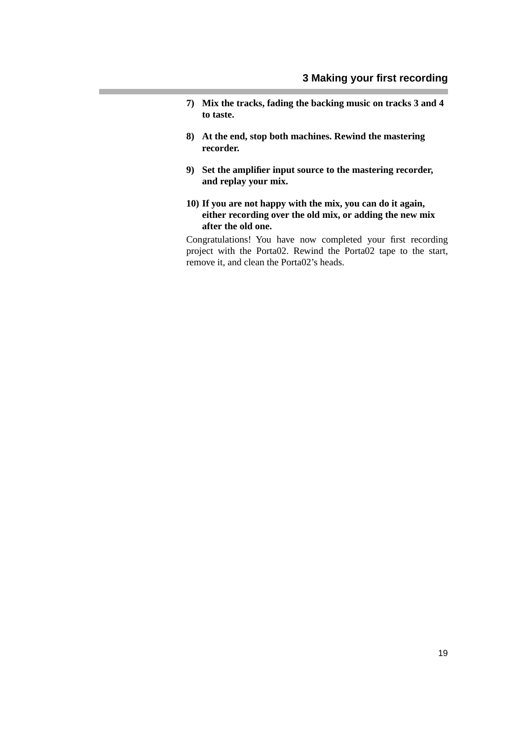7) **Mix the tracks, fading the backing music on tracks 3 and 4 to taste.**

8) **At the end, stop both machines. Rewind the mastering recorder.**

9) **Set the amplifier input source to the mastering recorder, and replay your mix.**

10) **If you are not happy with the mix, you can do it again, either recording over the old mix, or adding the new mix after the old one.**

Congratulations! You have now completed your first recording project with the Porta02. Rewind the Porta02 tape to the start, remove it, and clean the Porta02's heads.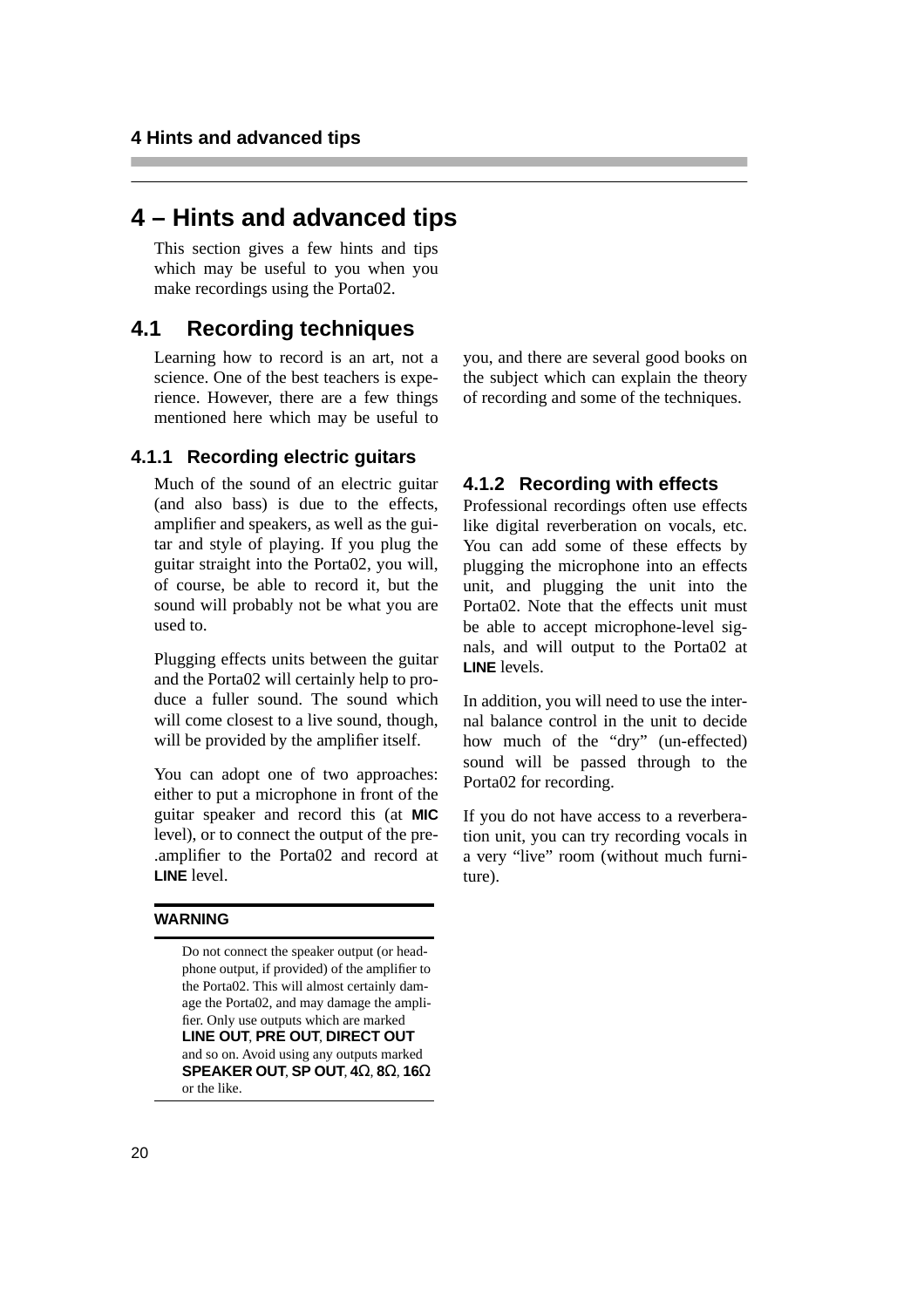# 4 – Hints and advanced tips

This section gives a few hints and tips which may be useful to you when you make recordings using the Porta02.

## 4.1 Recording techniques

Learning how to record is an art, not a science. One of the best teachers is experience. However, there are a few things mentioned here which may be useful to you, and there are several good books on the subject which can explain the theory of recording and some of the techniques.

### 4.1.1 Recording electric guitars

Much of the sound of an electric guitar (and also bass) is due to the effects, amplifier and speakers, as well as the guitar and style of playing. If you plug the guitar straight into the Porta02, you will, of course, be able to record it, but the sound will probably not be what you are used to.

Plugging effects units between the guitar and the Porta02 will certainly help to produce a fuller sound. The sound which will come closest to a live sound, though, will be provided by the amplifier itself.

You can adopt one of two approaches: either to put a microphone in front of the guitar speaker and record this (at **MIC** level), or to connect the output of the pre-.amplifier to the Porta02 and record at **LINE** level.

**WARNING**

Do not connect the speaker output (or headphone output, if provided) of the amplifier to the Porta02. This will almost certainly damage the Porta02, and may damage the amplifier. Only use outputs which are marked **LINE OUT**, **PRE OUT**, **DIRECT OUT** and so on. Avoid using any outputs marked **SPEAKER OUT**, **SP OUT**, **4Ω**, **8Ω**, **16Ω** or the like.

### 4.1.2 Recording with effects

Professional recordings often use effects like digital reverberation on vocals, etc. You can add some of these effects by plugging the microphone into an effects unit, and plugging the unit into the Porta02. Note that the effects unit must be able to accept microphone-level signals, and will output to the Porta02 at **LINE** levels.

In addition, you will need to use the internal balance control in the unit to decide how much of the "dry" (un-effected) sound will be passed through to the Porta02 for recording.

If you do not have access to a reverberation unit, you can try recording vocals in a very "live" room (without much furniture).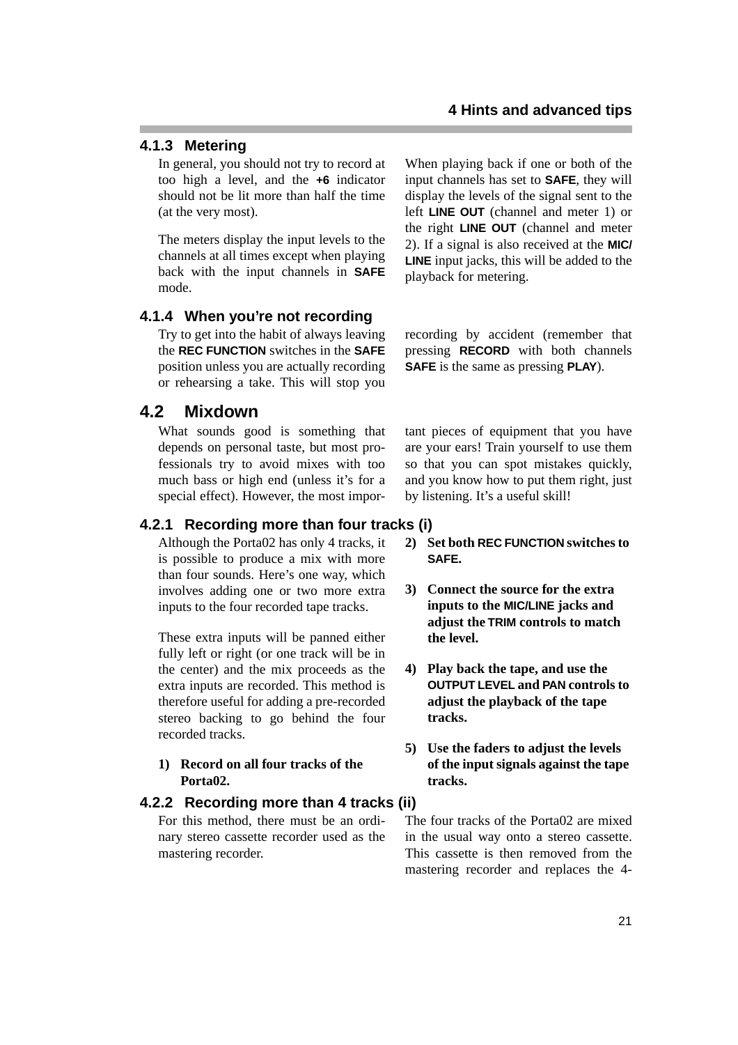### 4.1.3 Metering

In general, you should not try to record at too high a level, and the **+6** indicator should not be lit more than half the time (at the very most).

The meters display the input levels to the channels at all times except when playing back with the input channels in **SAFE** mode.

When playing back if one or both of the input channels has set to **SAFE**, they will display the levels of the signal sent to the left **LINE OUT** (channel and meter 1) or the right **LINE OUT** (channel and meter 2). If a signal is also received at the **MIC/ LINE** input jacks, this will be added to the playback for metering.

### 4.1.4 When you're not recording

Try to get into the habit of always leaving the **REC FUNCTION** switches in the **SAFE** position unless you are actually recording or rehearsing a take. This will stop you recording by accident (remember that pressing **RECORD** with both channels **SAFE** is the same as pressing **PLAY**).

## 4.2 Mixdown

What sounds good is something that depends on personal taste, but most professionals try to avoid mixes with too much bass or high end (unless it's for a special effect). However, the most important pieces of equipment that you have are your ears! Train yourself to use them so that you can spot mistakes quickly, and you know how to put them right, just by listening. It's a useful skill!

### 4.2.1 Recording more than four tracks (i)

Although the Porta02 has only 4 tracks, it is possible to produce a mix with more than four sounds. Here's one way, which involves adding one or two more extra inputs to the four recorded tape tracks.

These extra inputs will be panned either fully left or right (or one track will be in the center) and the mix proceeds as the extra inputs are recorded. This method is therefore useful for adding a pre-recorded stereo backing to go behind the four recorded tracks.

1) **Record on all four tracks of the Porta02.**
2) **Set both REC FUNCTION switches to SAFE.**
3) **Connect the source for the extra inputs to the MIC/LINE jacks and adjust the TRIM controls to match the level.**
4) **Play back the tape, and use the OUTPUT LEVEL and PAN controls to adjust the playback of the tape tracks.**
5) **Use the faders to adjust the levels of the input signals against the tape tracks.**

### 4.2.2 Recording more than 4 tracks (ii)

For this method, there must be an ordinary stereo cassette recorder used as the mastering recorder.

The four tracks of the Porta02 are mixed in the usual way onto a stereo cassette. This cassette is then removed from the mastering recorder and replaces the 4-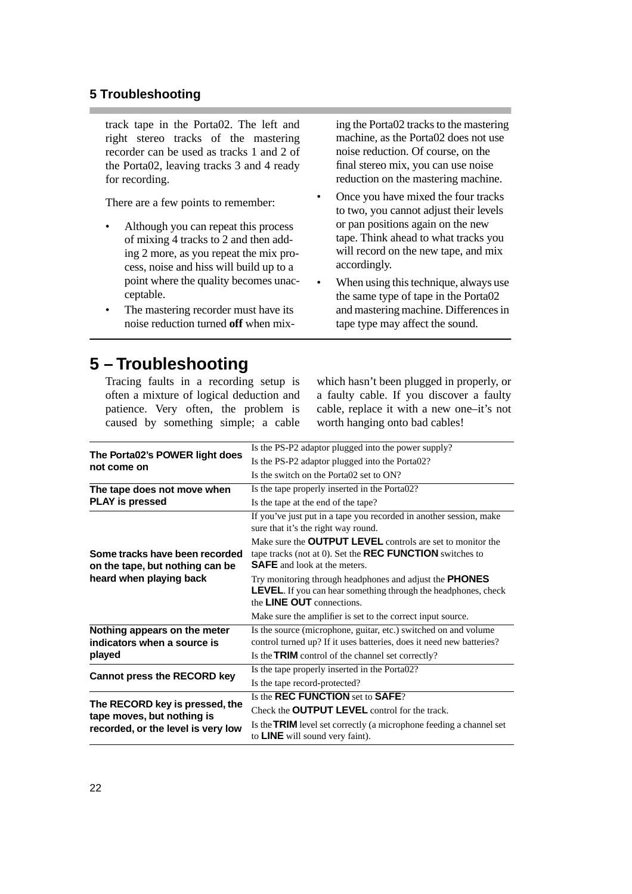track tape in the Porta02. The left and right stereo tracks of the mastering recorder can be used as tracks 1 and 2 of the Porta02, leaving tracks 3 and 4 ready for recording.

There are a few points to remember:

- Although you can repeat this process of mixing 4 tracks to 2 and then adding 2 more, as you repeat the mix process, noise and hiss will build up to a point where the quality becomes unacceptable.
- The mastering recorder must have its noise reduction turned **off** when mixing the Porta02 tracks to the mastering machine, as the Porta02 does not use noise reduction. Of course, on the final stereo mix, you can use noise reduction on the mastering machine.
- Once you have mixed the four tracks to two, you cannot adjust their levels or pan positions again on the new tape. Think ahead to what tracks you will record on the new tape, and mix accordingly.
- When using this technique, always use the same type of tape in the Porta02 and mastering machine. Differences in tape type may affect the sound.

# 5 – Troubleshooting

Tracing faults in a recording setup is often a mixture of logical deduction and patience. Very often, the problem is caused by something simple; a cable which hasn't been plugged in properly, or a faulty cable. If you discover a faulty cable, replace it with a new one–it's not worth hanging onto bad cables!

| Problem | Check |
|---|---|
| **The Porta02's POWER light does not come on** | Is the PS-P2 adaptor plugged into the power supply? |
| | Is the PS-P2 adaptor plugged into the Porta02? |
| | Is the switch on the Porta02 set to ON? |
| **The tape does not move when PLAY is pressed** | Is the tape properly inserted in the Porta02? |
| | Is the tape at the end of the tape? |
| **Some tracks have been recorded on the tape, but nothing can be heard when playing back** | If you've just put in a tape you recorded in another session, make sure that it's the right way round. |
| | Make sure the **OUTPUT LEVEL** controls are set to monitor the tape tracks (not at 0). Set the **REC FUNCTION** switches to **SAFE** and look at the meters. |
| | Try monitoring through headphones and adjust the **PHONES LEVEL**. If you can hear something through the headphones, check the **LINE OUT** connections. |
| | Make sure the amplifier is set to the correct input source. |
| **Nothing appears on the meter indicators when a source is played** | Is the source (microphone, guitar, etc.) switched on and volume control turned up? If it uses batteries, does it need new batteries? |
| | Is the **TRIM** control of the channel set correctly? |
| **Cannot press the RECORD key** | Is the tape properly inserted in the Porta02? |
| | Is the tape record-protected? |
| **The RECORD key is pressed, the tape moves, but nothing is recorded, or the level is very low** | Is the **REC FUNCTION** set to **SAFE**? |
| | Check the **OUTPUT LEVEL** control for the track. |
| | Is the **TRIM** level set correctly (a microphone feeding a channel set to **LINE** will sound very faint). |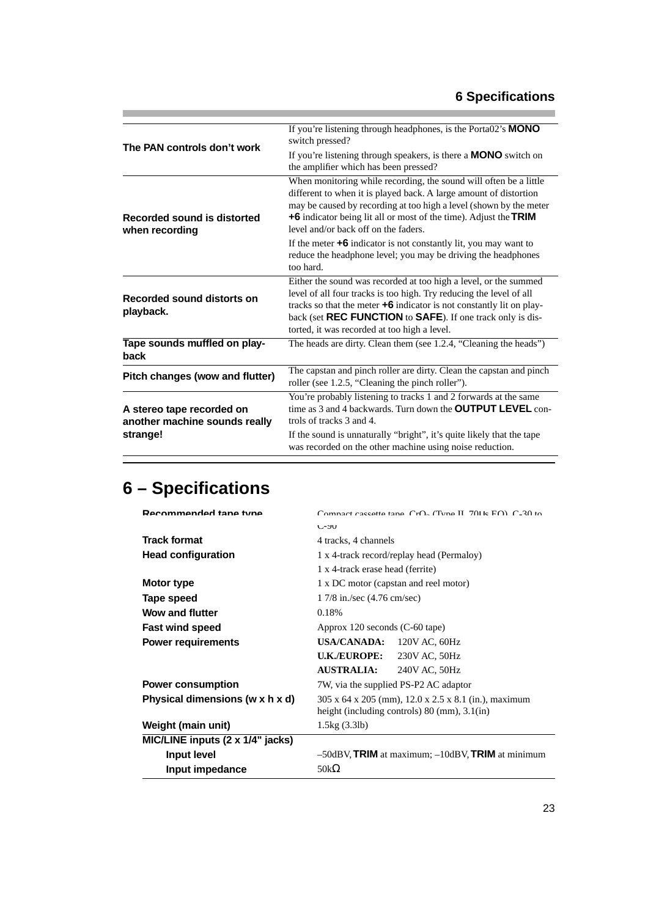| | |
|---|---|
| **The PAN controls don't work** | If you're listening through headphones, is the Porta02's **MONO** switch pressed?<br>If you're listening through speakers, is there a **MONO** switch on the amplifier which has been pressed? |
| **Recorded sound is distorted when recording** | When monitoring while recording, the sound will often be a little different to when it is played back. A large amount of distortion may be caused by recording at too high a level (shown by the meter **+6** indicator being lit all or most of the time). Adjust the **TRIM** level and/or back off on the faders.<br>If the meter **+6** indicator is not constantly lit, you may want to reduce the headphone level; you may be driving the headphones too hard. |
| **Recorded sound distorts on playback.** | Either the sound was recorded at too high a level, or the summed level of all four tracks is too high. Try reducing the level of all tracks so that the meter **+6** indicator is not constantly lit on playback (set **REC FUNCTION** to **SAFE**). If one track only is distorted, it was recorded at too high a level. |
| **Tape sounds muffled on playback** | The heads are dirty. Clean them (see 1.2.4, "Cleaning the heads") |
| **Pitch changes (wow and flutter)** | The capstan and pinch roller are dirty. Clean the capstan and pinch roller (see 1.2.5, "Cleaning the pinch roller"). |
| **A stereo tape recorded on another machine sounds really strange!** | You're probably listening to tracks 1 and 2 forwards at the same time as 3 and 4 backwards. Turn down the **OUTPUT LEVEL** controls of tracks 3 and 4.<br>If the sound is unnaturally "bright", it's quite likely that the tape was recorded on the other machine using noise reduction. |

# 6 – Specifications

| | | |
|---|---|---|
| **Recommended tape type** | Compact cassette tape, $CrO_2$ (Type II, 70µs EQ), C-30 to C-90 | |
| **Track format** | 4 tracks, 4 channels | |
| **Head configuration** | 1 x 4-track record/replay head (Permaloy) | |
| | 1 x 4-track erase head (ferrite) | |
| **Motor type** | 1 x DC motor (capstan and reel motor) | |
| **Tape speed** | 1 7/8 in./sec (4.76 cm/sec) | |
| **Wow and flutter** | 0.18% | |
| **Fast wind speed** | Approx 120 seconds (C-60 tape) | |
| **Power requirements** | **USA/CANADA:** | 120V AC, 60Hz |
| | **U.K./EUROPE:** | 230V AC, 50Hz |
| | **AUSTRALIA:** | 240V AC, 50Hz |
| **Power consumption** | 7W, via the supplied PS-P2 AC adaptor | |
| **Physical dimensions (w x h x d)** | 305 x 64 x 205 (mm), 12.0 x 2.5 x 8.1 (in.), maximum height (including controls) 80 (mm), 3.1(in) | |
| **Weight (main unit)** | 1.5kg (3.3lb) | |
| **MIC/LINE inputs (2 x 1/4" jacks)** | | |
| **Input level** | –50dBV, **TRIM** at maximum; –10dBV, **TRIM** at minimum | |
| **Input impedance** | 50kΩ | |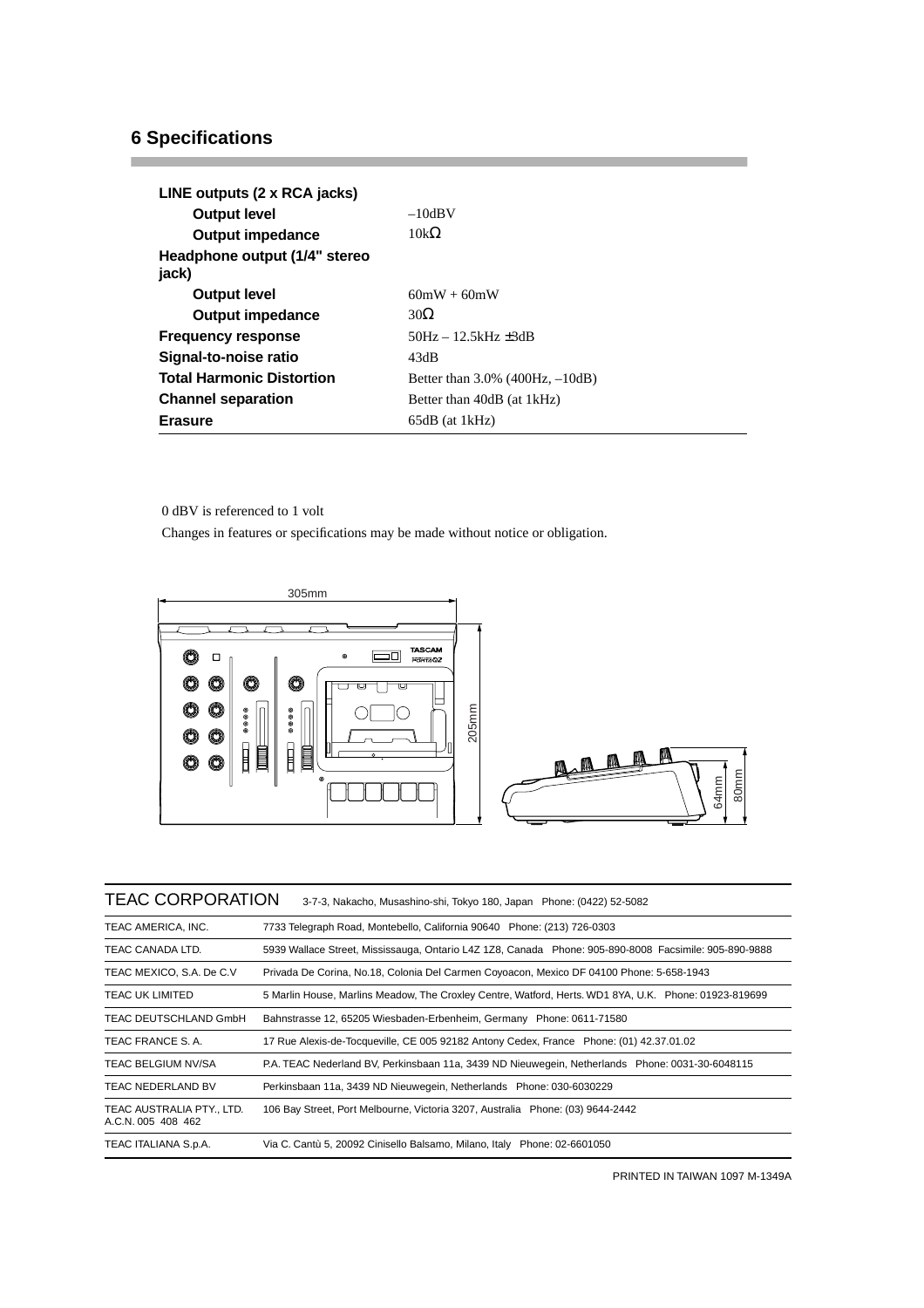## 6 Specifications

| | |
|---|---|
| **LINE outputs (2 x RCA jacks)** | |
| **Output level** | –10dBV |
| **Output impedance** | 10kΩ |
| **Headphone output (1/4" stereo jack)** | |
| **Output level** | 60mW + 60mW |
| **Output impedance** | 30Ω |
| **Frequency response** | 50Hz – 12.5kHz ±3dB |
| **Signal-to-noise ratio** | 43dB |
| **Total Harmonic Distortion** | Better than 3.0% (400Hz, –10dB) |
| **Channel separation** | Better than 40dB (at 1kHz) |
| **Erasure** | 65dB (at 1kHz) |

0 dBV is referenced to 1 volt

Changes in features or specifications may be made without notice or obligation.

305mm

205mm

64mm

80mm

| | |
|---|---|
| TEAC CORPORATION | 3-7-3, Nakacho, Musashino-shi, Tokyo 180, Japan Phone: (0422) 52-5082 |
| TEAC AMERICA, INC. | 7733 Telegraph Road, Montebello, California 90640 Phone: (213) 726-0303 |
| TEAC CANADA LTD. | 5939 Wallace Street, Mississauga, Ontario L4Z 1Z8, Canada Phone: 905-890-8008 Facsimile: 905-890-9888 |
| TEAC MEXICO, S.A. De C.V | Privada De Corina, No.18, Colonia Del Carmen Coyoacon, Mexico DF 04100 Phone: 5-658-1943 |
| TEAC UK LIMITED | 5 Marlin House, Marlins Meadow, The Croxley Centre, Watford, Herts. WD1 8YA, U.K. Phone: 01923-819699 |
| TEAC DEUTSCHLAND GmbH | Bahnstrasse 12, 65205 Wiesbaden-Erbenheim, Germany Phone: 0611-71580 |
| TEAC FRANCE S. A. | 17 Rue Alexis-de-Tocqueville, CE 005 92182 Antony Cedex, France Phone: (01) 42.37.01.02 |
| TEAC BELGIUM NV/SA | P.A. TEAC Nederland BV, Perkinsbaan 11a, 3439 ND Nieuwegein, Netherlands Phone: 0031-30-6048115 |
| TEAC NEDERLAND BV | Perkinsbaan 11a, 3439 ND Nieuwegein, Netherlands Phone: 030-6030229 |
| TEAC AUSTRALIA PTY., LTD. A.C.N. 005 408 462 | 106 Bay Street, Port Melbourne, Victoria 3207, Australia Phone: (03) 9644-2442 |
| TEAC ITALIANA S.p.A. | Via C. Cantù 5, 20092 Cinisello Balsamo, Milano, Italy Phone: 02-6601050 |

PRINTED IN TAIWAN 1097 M-1349A